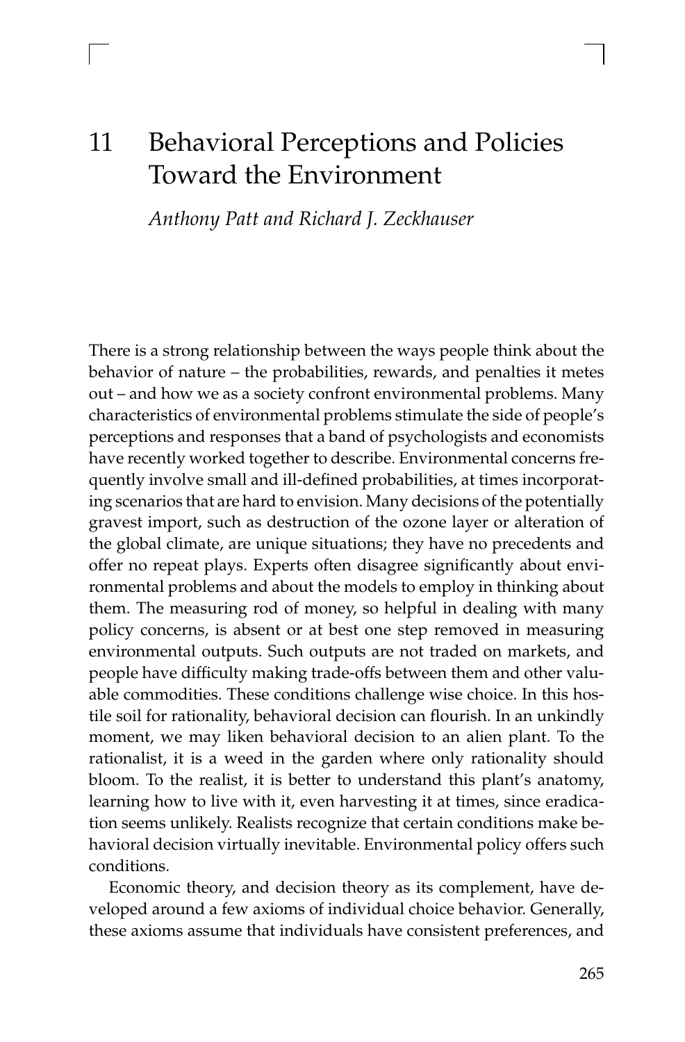# 11 Behavioral Perceptions and Policies Toward the Environment

*Anthony Patt and Richard J. Zeckhauser*

There is a strong relationship between the ways people think about the behavior of nature – the probabilities, rewards, and penalties it metes out – and how we as a society confront environmental problems. Many characteristics of environmental problems stimulate the side of people's perceptions and responses that a band of psychologists and economists have recently worked together to describe. Environmental concerns frequently involve small and ill-defined probabilities, at times incorporating scenarios that are hard to envision. Many decisions of the potentially gravest import, such as destruction of the ozone layer or alteration of the global climate, are unique situations; they have no precedents and offer no repeat plays. Experts often disagree significantly about environmental problems and about the models to employ in thinking about them. The measuring rod of money, so helpful in dealing with many policy concerns, is absent or at best one step removed in measuring environmental outputs. Such outputs are not traded on markets, and people have difficulty making trade-offs between them and other valuable commodities. These conditions challenge wise choice. In this hostile soil for rationality, behavioral decision can flourish. In an unkindly moment, we may liken behavioral decision to an alien plant. To the rationalist, it is a weed in the garden where only rationality should bloom. To the realist, it is better to understand this plant's anatomy, learning how to live with it, even harvesting it at times, since eradication seems unlikely. Realists recognize that certain conditions make behavioral decision virtually inevitable. Environmental policy offers such conditions.

Economic theory, and decision theory as its complement, have developed around a few axioms of individual choice behavior. Generally, these axioms assume that individuals have consistent preferences, and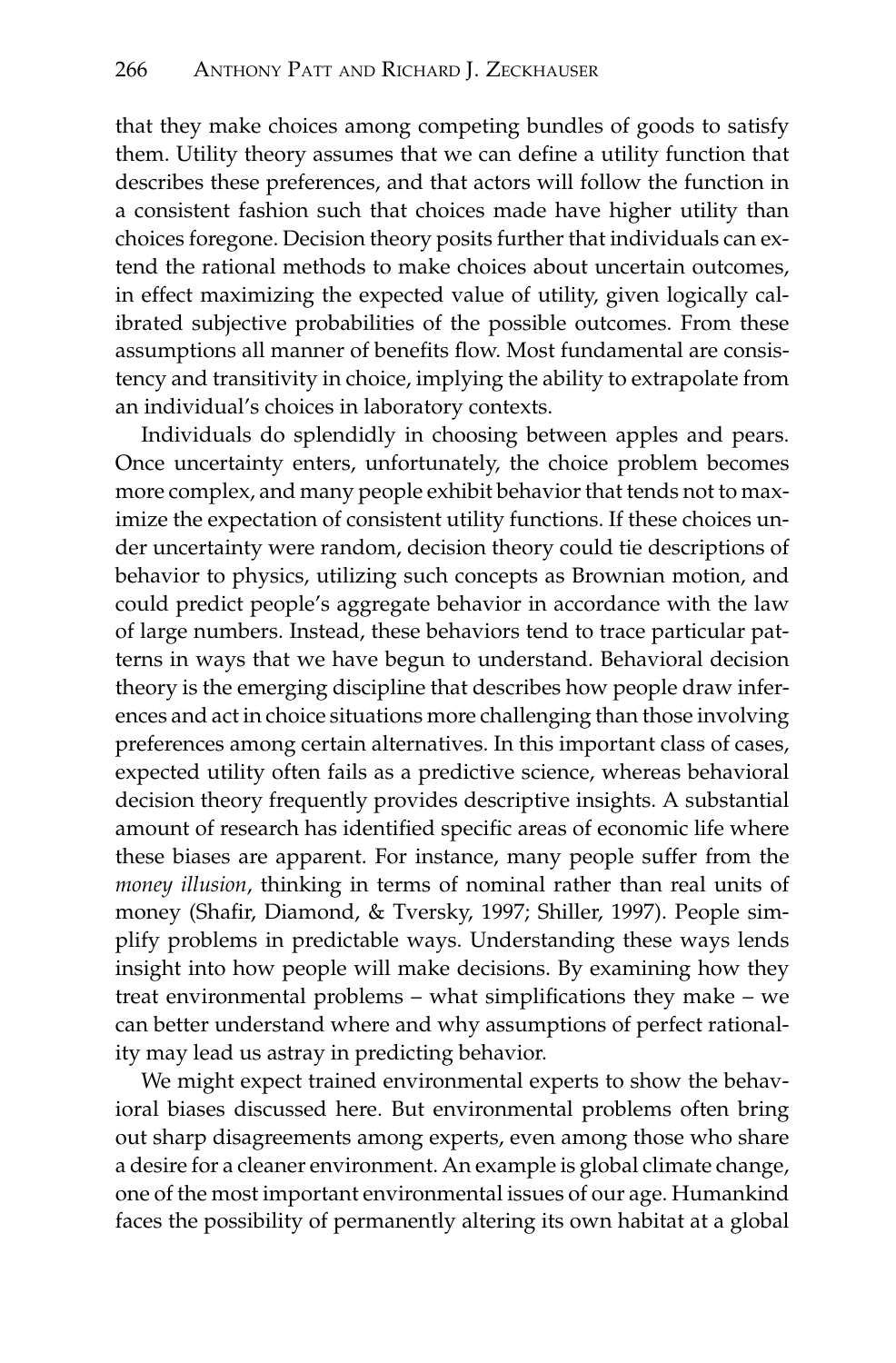that they make choices among competing bundles of goods to satisfy them. Utility theory assumes that we can define a utility function that describes these preferences, and that actors will follow the function in a consistent fashion such that choices made have higher utility than choices foregone. Decision theory posits further that individuals can extend the rational methods to make choices about uncertain outcomes, in effect maximizing the expected value of utility, given logically calibrated subjective probabilities of the possible outcomes. From these assumptions all manner of benefits flow. Most fundamental are consistency and transitivity in choice, implying the ability to extrapolate from an individual's choices in laboratory contexts.

Individuals do splendidly in choosing between apples and pears. Once uncertainty enters, unfortunately, the choice problem becomes more complex, and many people exhibit behavior that tends not to maximize the expectation of consistent utility functions. If these choices under uncertainty were random, decision theory could tie descriptions of behavior to physics, utilizing such concepts as Brownian motion, and could predict people's aggregate behavior in accordance with the law of large numbers. Instead, these behaviors tend to trace particular patterns in ways that we have begun to understand. Behavioral decision theory is the emerging discipline that describes how people draw inferences and act in choice situations more challenging than those involving preferences among certain alternatives. In this important class of cases, expected utility often fails as a predictive science, whereas behavioral decision theory frequently provides descriptive insights. A substantial amount of research has identified specific areas of economic life where these biases are apparent. For instance, many people suffer from the *money illusion*, thinking in terms of nominal rather than real units of money (Shafir, Diamond, & Tversky, 1997; Shiller, 1997). People simplify problems in predictable ways. Understanding these ways lends insight into how people will make decisions. By examining how they treat environmental problems – what simplifications they make – we can better understand where and why assumptions of perfect rationality may lead us astray in predicting behavior.

We might expect trained environmental experts to show the behavioral biases discussed here. But environmental problems often bring out sharp disagreements among experts, even among those who share a desire for a cleaner environment. An example is global climate change, one of the most important environmental issues of our age. Humankind faces the possibility of permanently altering its own habitat at a global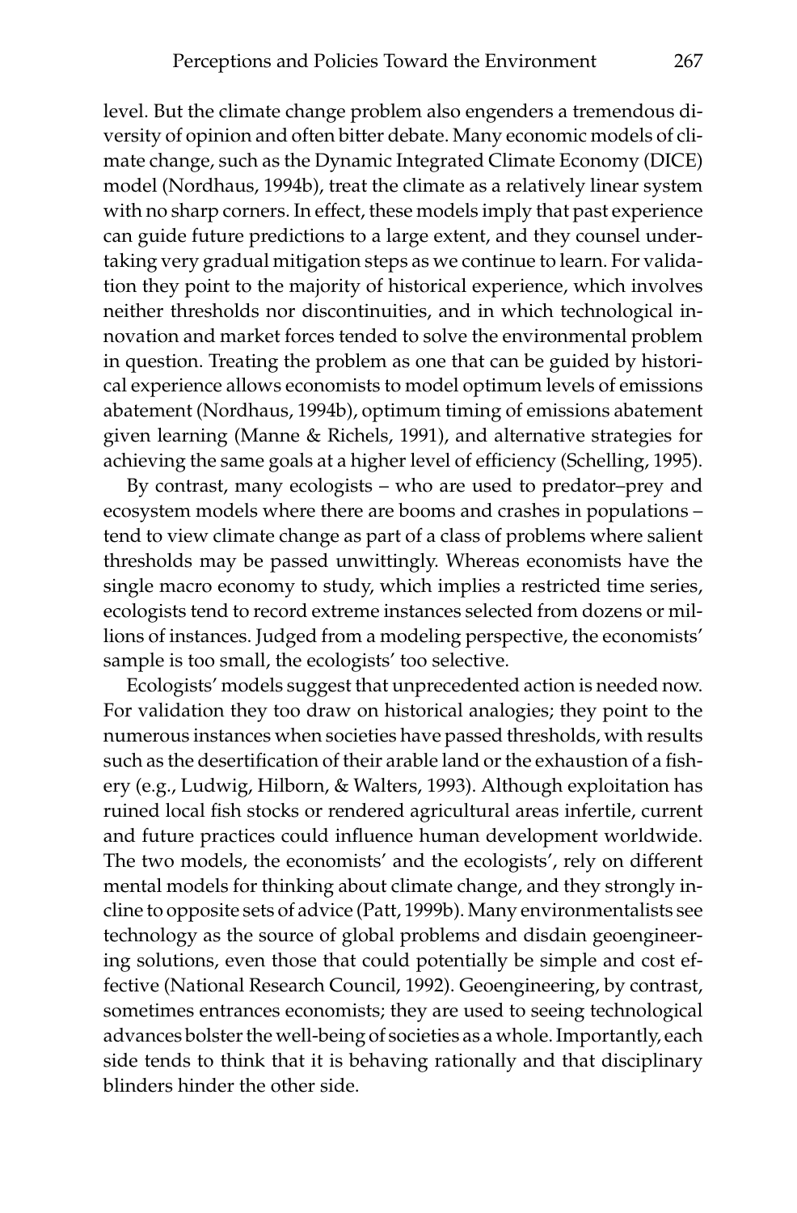level. But the climate change problem also engenders a tremendous diversity of opinion and often bitter debate. Many economic models of climate change, such as the Dynamic Integrated Climate Economy (DICE) model (Nordhaus, 1994b), treat the climate as a relatively linear system with no sharp corners. In effect, these models imply that past experience can guide future predictions to a large extent, and they counsel undertaking very gradual mitigation steps as we continue to learn. For validation they point to the majority of historical experience, which involves neither thresholds nor discontinuities, and in which technological innovation and market forces tended to solve the environmental problem in question. Treating the problem as one that can be guided by historical experience allows economists to model optimum levels of emissions abatement (Nordhaus, 1994b), optimum timing of emissions abatement given learning (Manne & Richels, 1991), and alternative strategies for achieving the same goals at a higher level of efficiency (Schelling, 1995).

By contrast, many ecologists – who are used to predator–prey and ecosystem models where there are booms and crashes in populations – tend to view climate change as part of a class of problems where salient thresholds may be passed unwittingly. Whereas economists have the single macro economy to study, which implies a restricted time series, ecologists tend to record extreme instances selected from dozens or millions of instances. Judged from a modeling perspective, the economists' sample is too small, the ecologists' too selective.

Ecologists' models suggest that unprecedented action is needed now. For validation they too draw on historical analogies; they point to the numerous instances when societies have passed thresholds, with results such as the desertification of their arable land or the exhaustion of a fishery (e.g., Ludwig, Hilborn, & Walters, 1993). Although exploitation has ruined local fish stocks or rendered agricultural areas infertile, current and future practices could influence human development worldwide. The two models, the economists' and the ecologists', rely on different mental models for thinking about climate change, and they strongly incline to opposite sets of advice (Patt, 1999b). Many environmentalists see technology as the source of global problems and disdain geoengineering solutions, even those that could potentially be simple and cost effective (National Research Council, 1992). Geoengineering, by contrast, sometimes entrances economists; they are used to seeing technological advances bolster the well-being of societies as a whole. Importantly, each side tends to think that it is behaving rationally and that disciplinary blinders hinder the other side.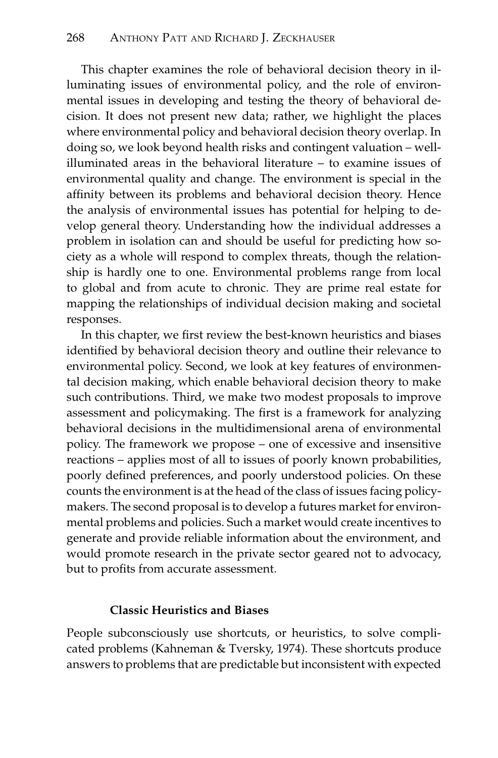This chapter examines the role of behavioral decision theory in illuminating issues of environmental policy, and the role of environmental issues in developing and testing the theory of behavioral decision. It does not present new data; rather, we highlight the places where environmental policy and behavioral decision theory overlap. In doing so, we look beyond health risks and contingent valuation – well-illuminated areas in the behavioral literature – to examine issues of environmental quality and change. The environment is special in the affinity between its problems and behavioral decision theory. Hence the analysis of environmental issues has potential for helping to develop general theory. Understanding how the individual addresses a problem in isolation can and should be useful for predicting how society as a whole will respond to complex threats, though the relationship is hardly one to one. Environmental problems range from local to global and from acute to chronic. They are prime real estate for mapping the relationships of individual decision making and societal responses.

In this chapter, we first review the best-known heuristics and biases identified by behavioral decision theory and outline their relevance to environmental policy. Second, we look at key features of environmental decision making, which enable behavioral decision theory to make such contributions. Third, we make two modest proposals to improve assessment and policymaking. The first is a framework for analyzing behavioral decisions in the multidimensional arena of environmental policy. The framework we propose – one of excessive and insensitive reactions – applies most of all to issues of poorly known probabilities, poorly defined preferences, and poorly understood policies. On these counts the environment is at the head of the class of issues facing policymakers. The second proposal is to develop a futures market for environmental problems and policies. Such a market would create incentives to generate and provide reliable information about the environment, and would promote research in the private sector geared not to advocacy, but to profits from accurate assessment.

### Classic Heuristics and Biases

People subconsciously use shortcuts, or heuristics, to solve complicated problems (Kahneman & Tversky, 1974). These shortcuts produce answers to problems that are predictable but inconsistent with expected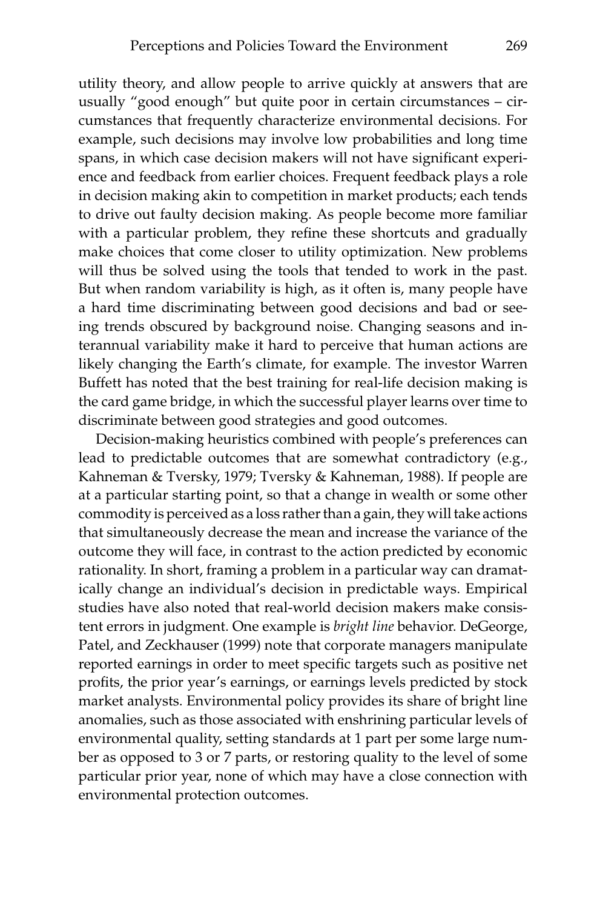utility theory, and allow people to arrive quickly at answers that are usually "good enough" but quite poor in certain circumstances – circumstances that frequently characterize environmental decisions. For example, such decisions may involve low probabilities and long time spans, in which case decision makers will not have significant experience and feedback from earlier choices. Frequent feedback plays a role in decision making akin to competition in market products; each tends to drive out faulty decision making. As people become more familiar with a particular problem, they refine these shortcuts and gradually make choices that come closer to utility optimization. New problems will thus be solved using the tools that tended to work in the past. But when random variability is high, as it often is, many people have a hard time discriminating between good decisions and bad or seeing trends obscured by background noise. Changing seasons and interannual variability make it hard to perceive that human actions are likely changing the Earth's climate, for example. The investor Warren Buffett has noted that the best training for real-life decision making is the card game bridge, in which the successful player learns over time to discriminate between good strategies and good outcomes.

Decision-making heuristics combined with people's preferences can lead to predictable outcomes that are somewhat contradictory (e.g., Kahneman & Tversky, 1979; Tversky & Kahneman, 1988). If people are at a particular starting point, so that a change in wealth or some other commodity is perceived as a loss rather than a gain, they will take actions that simultaneously decrease the mean and increase the variance of the outcome they will face, in contrast to the action predicted by economic rationality. In short, framing a problem in a particular way can dramatically change an individual's decision in predictable ways. Empirical studies have also noted that real-world decision makers make consistent errors in judgment. One example is *bright line* behavior. DeGeorge, Patel, and Zeckhauser (1999) note that corporate managers manipulate reported earnings in order to meet specific targets such as positive net profits, the prior year's earnings, or earnings levels predicted by stock market analysts. Environmental policy provides its share of bright line anomalies, such as those associated with enshrining particular levels of environmental quality, setting standards at 1 part per some large number as opposed to 3 or 7 parts, or restoring quality to the level of some particular prior year, none of which may have a close connection with environmental protection outcomes.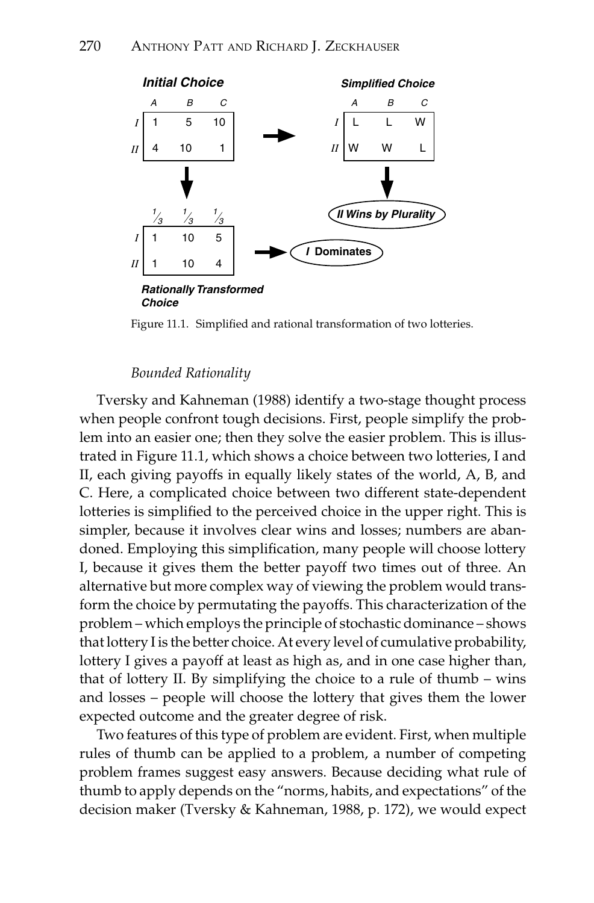**Initial Choice**

| | A | B | C |
|---|---|---|---|
| I | 1 | 5 | 10 |
| II | 4 | 10 | 1 |

**Simplified Choice**

| | A | B | C |
|---|---|---|---|
| I | L | L | W |
| II | W | W | L |

**II Wins by Plurality**

**Rationally Transformed Choice**

| | 1/3 | 1/3 | 1/3 |
|---|---|---|---|
| I | 1 | 10 | 5 |
| II | 1 | 10 | 4 |

**I Dominates**

Figure 11.1. Simplified and rational transformation of two lotteries.

### *Bounded Rationality*

Tversky and Kahneman (1988) identify a two-stage thought process when people confront tough decisions. First, people simplify the problem into an easier one; then they solve the easier problem. This is illustrated in Figure 11.1, which shows a choice between two lotteries, I and II, each giving payoffs in equally likely states of the world, A, B, and C. Here, a complicated choice between two different state-dependent lotteries is simplified to the perceived choice in the upper right. This is simpler, because it involves clear wins and losses; numbers are abandoned. Employing this simplification, many people will choose lottery I, because it gives them the better payoff two times out of three. An alternative but more complex way of viewing the problem would transform the choice by permutating the payoffs. This characterization of the problem – which employs the principle of stochastic dominance – shows that lottery I is the better choice. At every level of cumulative probability, lottery I gives a payoff at least as high as, and in one case higher than, that of lottery II. By simplifying the choice to a rule of thumb – wins and losses – people will choose the lottery that gives them the lower expected outcome and the greater degree of risk.

Two features of this type of problem are evident. First, when multiple rules of thumb can be applied to a problem, a number of competing problem frames suggest easy answers. Because deciding what rule of thumb to apply depends on the "norms, habits, and expectations" of the decision maker (Tversky & Kahneman, 1988, p. 172), we would expect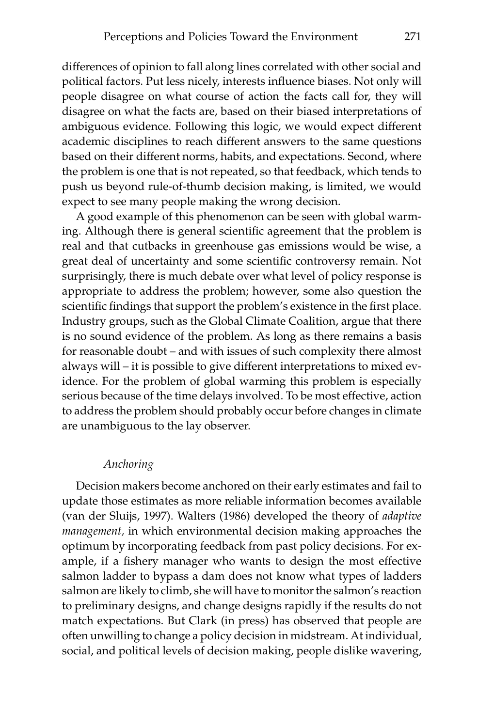differences of opinion to fall along lines correlated with other social and political factors. Put less nicely, interests influence biases. Not only will people disagree on what course of action the facts call for, they will disagree on what the facts are, based on their biased interpretations of ambiguous evidence. Following this logic, we would expect different academic disciplines to reach different answers to the same questions based on their different norms, habits, and expectations. Second, where the problem is one that is not repeated, so that feedback, which tends to push us beyond rule-of-thumb decision making, is limited, we would expect to see many people making the wrong decision.

A good example of this phenomenon can be seen with global warming. Although there is general scientific agreement that the problem is real and that cutbacks in greenhouse gas emissions would be wise, a great deal of uncertainty and some scientific controversy remain. Not surprisingly, there is much debate over what level of policy response is appropriate to address the problem; however, some also question the scientific findings that support the problem's existence in the first place. Industry groups, such as the Global Climate Coalition, argue that there is no sound evidence of the problem. As long as there remains a basis for reasonable doubt – and with issues of such complexity there almost always will – it is possible to give different interpretations to mixed evidence. For the problem of global warming this problem is especially serious because of the time delays involved. To be most effective, action to address the problem should probably occur before changes in climate are unambiguous to the lay observer.

### *Anchoring*

Decision makers become anchored on their early estimates and fail to update those estimates as more reliable information becomes available (van der Sluijs, 1997). Walters (1986) developed the theory of *adaptive management,* in which environmental decision making approaches the optimum by incorporating feedback from past policy decisions. For example, if a fishery manager who wants to design the most effective salmon ladder to bypass a dam does not know what types of ladders salmon are likely to climb, she will have to monitor the salmon's reaction to preliminary designs, and change designs rapidly if the results do not match expectations. But Clark (in press) has observed that people are often unwilling to change a policy decision in midstream. At individual, social, and political levels of decision making, people dislike wavering,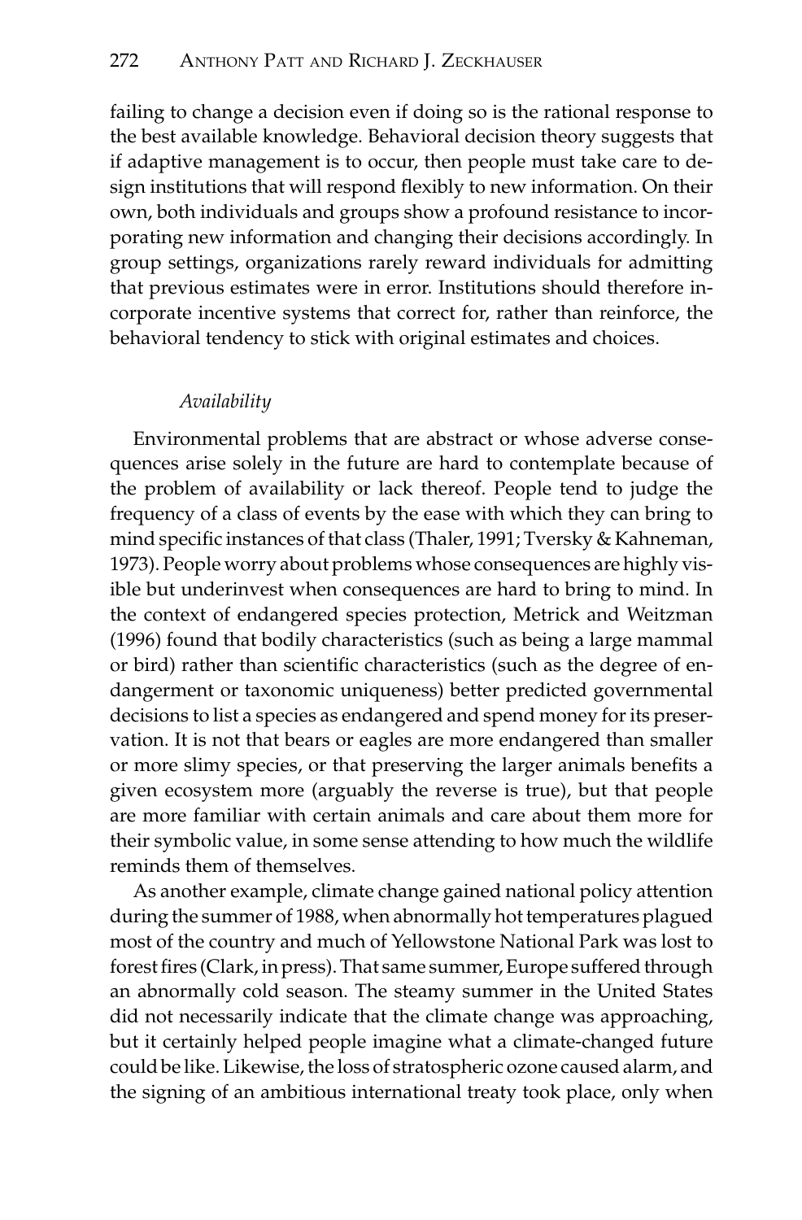failing to change a decision even if doing so is the rational response to the best available knowledge. Behavioral decision theory suggests that if adaptive management is to occur, then people must take care to design institutions that will respond flexibly to new information. On their own, both individuals and groups show a profound resistance to incorporating new information and changing their decisions accordingly. In group settings, organizations rarely reward individuals for admitting that previous estimates were in error. Institutions should therefore incorporate incentive systems that correct for, rather than reinforce, the behavioral tendency to stick with original estimates and choices.

### *Availability*

Environmental problems that are abstract or whose adverse consequences arise solely in the future are hard to contemplate because of the problem of availability or lack thereof. People tend to judge the frequency of a class of events by the ease with which they can bring to mind specific instances of that class (Thaler, 1991; Tversky & Kahneman, 1973). People worry about problems whose consequences are highly visible but underinvest when consequences are hard to bring to mind. In the context of endangered species protection, Metrick and Weitzman (1996) found that bodily characteristics (such as being a large mammal or bird) rather than scientific characteristics (such as the degree of endangerment or taxonomic uniqueness) better predicted governmental decisions to list a species as endangered and spend money for its preservation. It is not that bears or eagles are more endangered than smaller or more slimy species, or that preserving the larger animals benefits a given ecosystem more (arguably the reverse is true), but that people are more familiar with certain animals and care about them more for their symbolic value, in some sense attending to how much the wildlife reminds them of themselves.

As another example, climate change gained national policy attention during the summer of 1988, when abnormally hot temperatures plagued most of the country and much of Yellowstone National Park was lost to forest fires (Clark, in press). That same summer, Europe suffered through an abnormally cold season. The steamy summer in the United States did not necessarily indicate that the climate change was approaching, but it certainly helped people imagine what a climate-changed future could be like. Likewise, the loss of stratospheric ozone caused alarm, and the signing of an ambitious international treaty took place, only when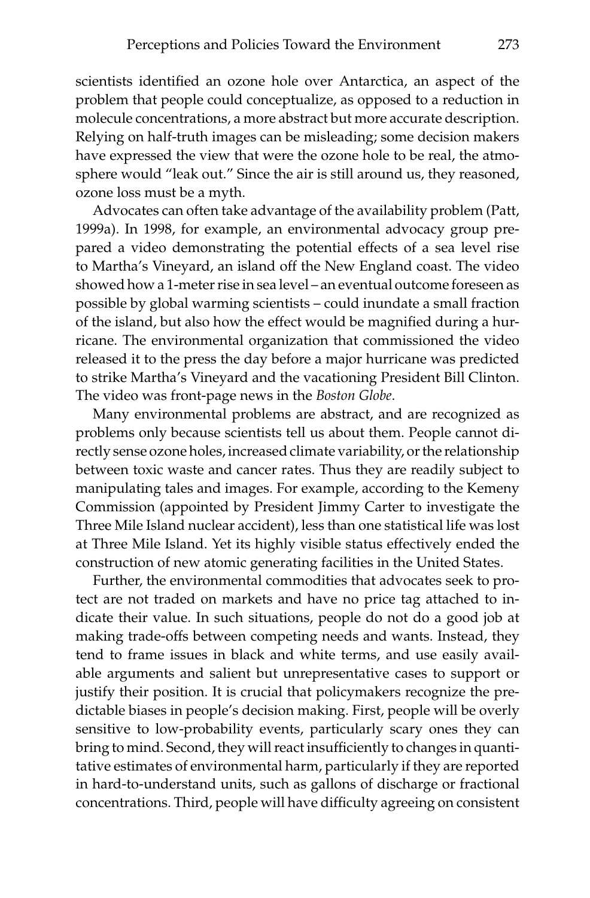scientists identified an ozone hole over Antarctica, an aspect of the problem that people could conceptualize, as opposed to a reduction in molecule concentrations, a more abstract but more accurate description. Relying on half-truth images can be misleading; some decision makers have expressed the view that were the ozone hole to be real, the atmosphere would "leak out." Since the air is still around us, they reasoned, ozone loss must be a myth.

Advocates can often take advantage of the availability problem (Patt, 1999a). In 1998, for example, an environmental advocacy group prepared a video demonstrating the potential effects of a sea level rise to Martha's Vineyard, an island off the New England coast. The video showed how a 1-meter rise in sea level – an eventual outcome foreseen as possible by global warming scientists – could inundate a small fraction of the island, but also how the effect would be magnified during a hurricane. The environmental organization that commissioned the video released it to the press the day before a major hurricane was predicted to strike Martha's Vineyard and the vacationing President Bill Clinton. The video was front-page news in the *Boston Globe*.

Many environmental problems are abstract, and are recognized as problems only because scientists tell us about them. People cannot directly sense ozone holes, increased climate variability, or the relationship between toxic waste and cancer rates. Thus they are readily subject to manipulating tales and images. For example, according to the Kemeny Commission (appointed by President Jimmy Carter to investigate the Three Mile Island nuclear accident), less than one statistical life was lost at Three Mile Island. Yet its highly visible status effectively ended the construction of new atomic generating facilities in the United States.

Further, the environmental commodities that advocates seek to protect are not traded on markets and have no price tag attached to indicate their value. In such situations, people do not do a good job at making trade-offs between competing needs and wants. Instead, they tend to frame issues in black and white terms, and use easily available arguments and salient but unrepresentative cases to support or justify their position. It is crucial that policymakers recognize the predictable biases in people's decision making. First, people will be overly sensitive to low-probability events, particularly scary ones they can bring to mind. Second, they will react insufficiently to changes in quantitative estimates of environmental harm, particularly if they are reported in hard-to-understand units, such as gallons of discharge or fractional concentrations. Third, people will have difficulty agreeing on consistent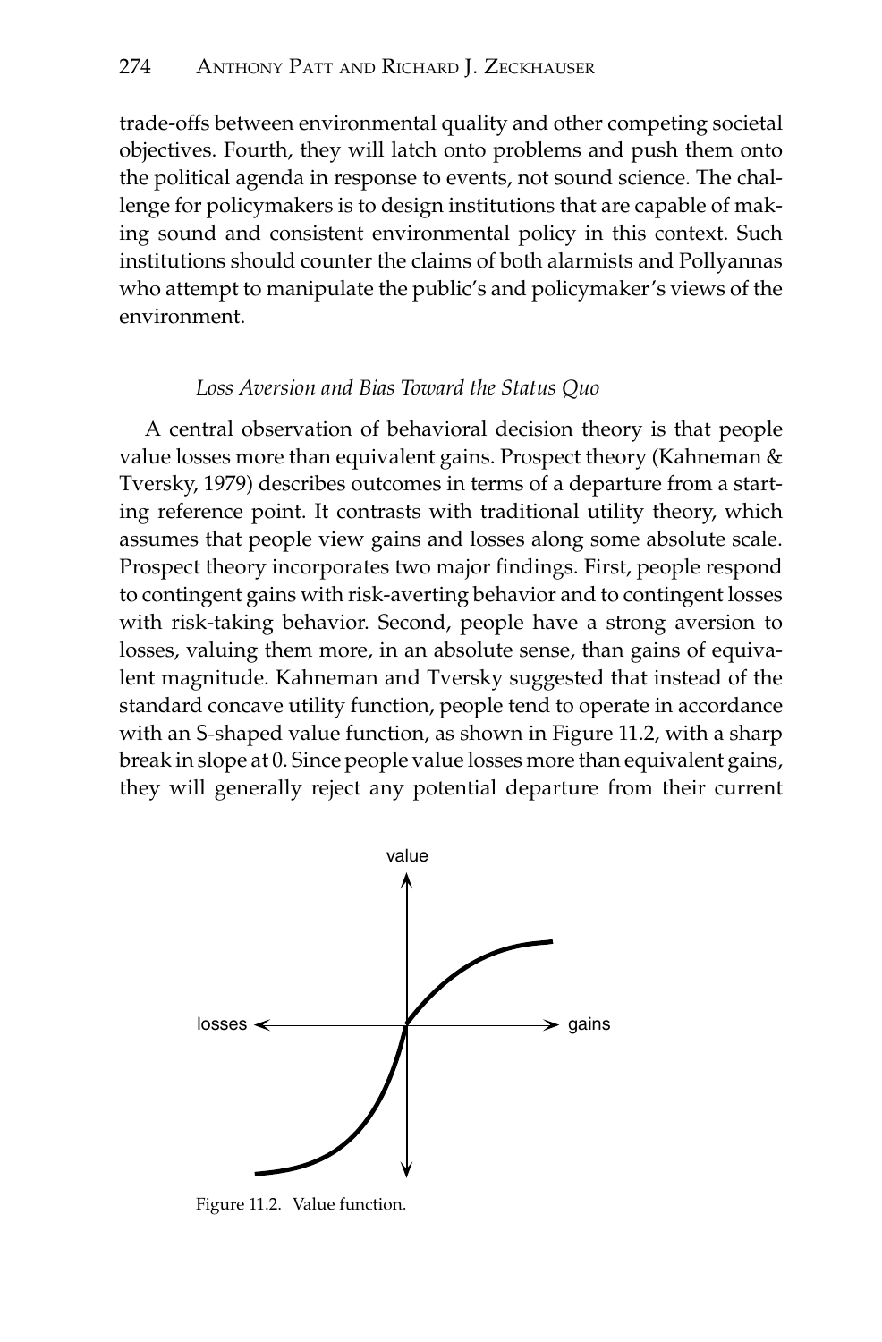trade-offs between environmental quality and other competing societal objectives. Fourth, they will latch onto problems and push them onto the political agenda in response to events, not sound science. The challenge for policymakers is to design institutions that are capable of making sound and consistent environmental policy in this context. Such institutions should counter the claims of both alarmists and Pollyannas who attempt to manipulate the public's and policymaker's views of the environment.

### *Loss Aversion and Bias Toward the Status Quo*

A central observation of behavioral decision theory is that people value losses more than equivalent gains. Prospect theory (Kahneman & Tversky, 1979) describes outcomes in terms of a departure from a starting reference point. It contrasts with traditional utility theory, which assumes that people view gains and losses along some absolute scale. Prospect theory incorporates two major findings. First, people respond to contingent gains with risk-averting behavior and to contingent losses with risk-taking behavior. Second, people have a strong aversion to losses, valuing them more, in an absolute sense, than gains of equivalent magnitude. Kahneman and Tversky suggested that instead of the standard concave utility function, people tend to operate in accordance with an S-shaped value function, as shown in Figure 11.2, with a sharp break in slope at 0. Since people value losses more than equivalent gains, they will generally reject any potential departure from their current

Figure 11.2. Value function.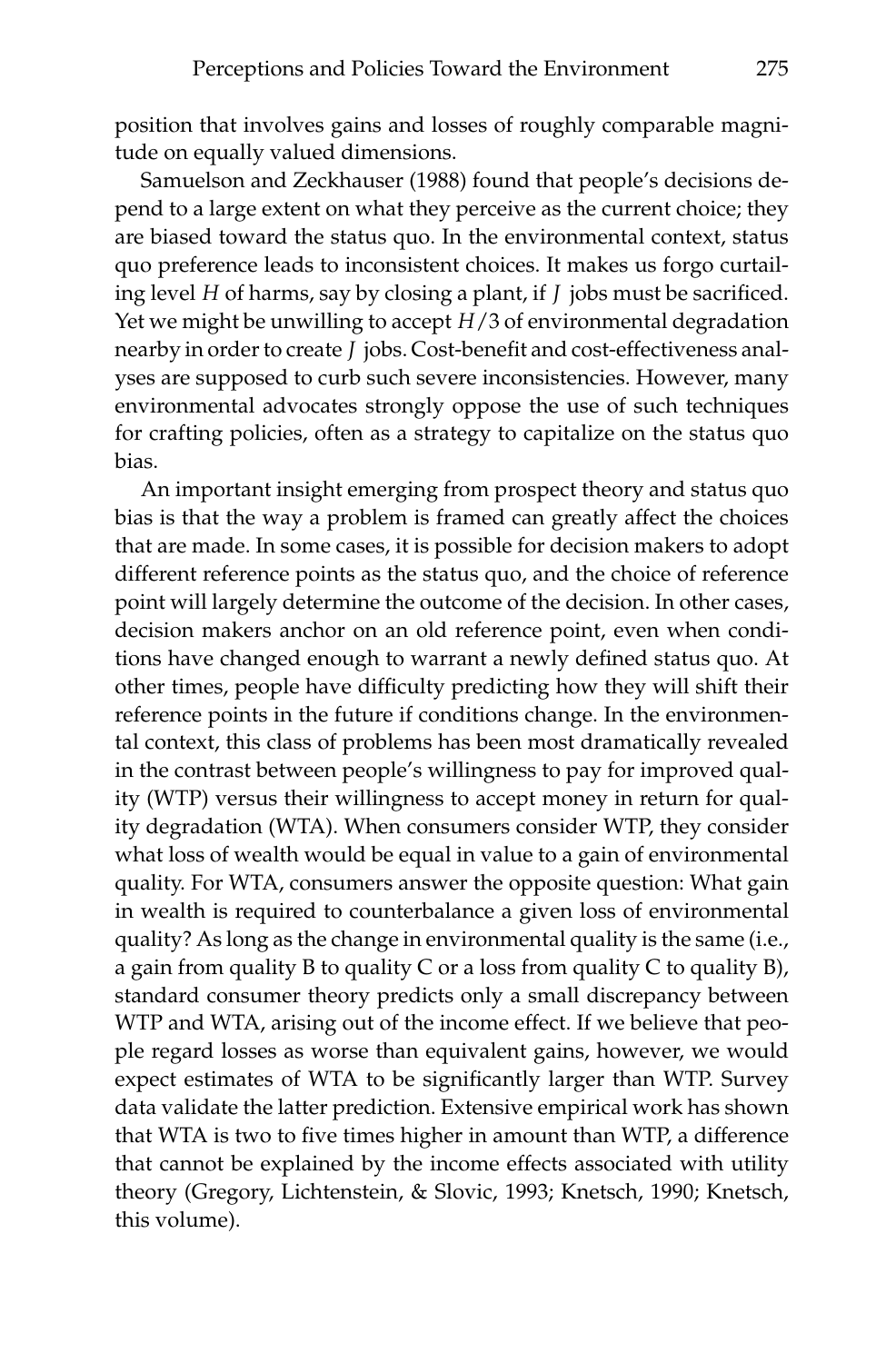position that involves gains and losses of roughly comparable magnitude on equally valued dimensions.

Samuelson and Zeckhauser (1988) found that people's decisions depend to a large extent on what they perceive as the current choice; they are biased toward the status quo. In the environmental context, status quo preference leads to inconsistent choices. It makes us forgo curtailing level $H$ of harms, say by closing a plant, if $J$ jobs must be sacrificed. Yet we might be unwilling to accept $H/3$ of environmental degradation nearby in order to create $J$ jobs. Cost-benefit and cost-effectiveness analyses are supposed to curb such severe inconsistencies. However, many environmental advocates strongly oppose the use of such techniques for crafting policies, often as a strategy to capitalize on the status quo bias.

An important insight emerging from prospect theory and status quo bias is that the way a problem is framed can greatly affect the choices that are made. In some cases, it is possible for decision makers to adopt different reference points as the status quo, and the choice of reference point will largely determine the outcome of the decision. In other cases, decision makers anchor on an old reference point, even when conditions have changed enough to warrant a newly defined status quo. At other times, people have difficulty predicting how they will shift their reference points in the future if conditions change. In the environmental context, this class of problems has been most dramatically revealed in the contrast between people's willingness to pay for improved quality (WTP) versus their willingness to accept money in return for quality degradation (WTA). When consumers consider WTP, they consider what loss of wealth would be equal in value to a gain of environmental quality. For WTA, consumers answer the opposite question: What gain in wealth is required to counterbalance a given loss of environmental quality? As long as the change in environmental quality is the same (i.e., a gain from quality B to quality C or a loss from quality C to quality B), standard consumer theory predicts only a small discrepancy between WTP and WTA, arising out of the income effect. If we believe that people regard losses as worse than equivalent gains, however, we would expect estimates of WTA to be significantly larger than WTP. Survey data validate the latter prediction. Extensive empirical work has shown that WTA is two to five times higher in amount than WTP, a difference that cannot be explained by the income effects associated with utility theory (Gregory, Lichtenstein, & Slovic, 1993; Knetsch, 1990; Knetsch, this volume).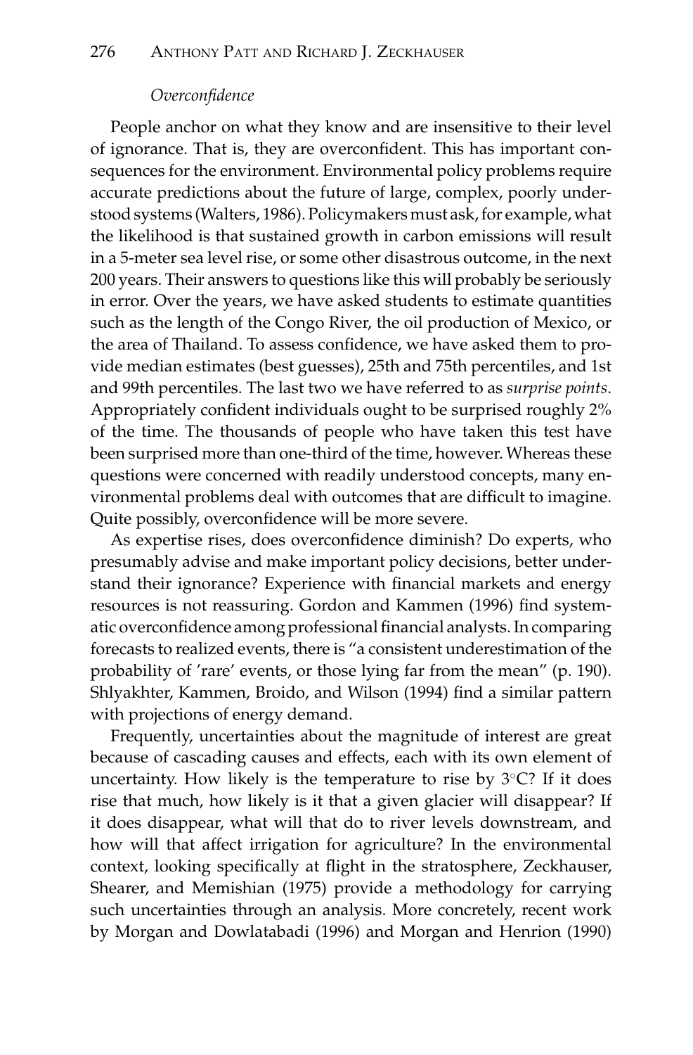### *Overconfidence*

People anchor on what they know and are insensitive to their level of ignorance. That is, they are overconfident. This has important consequences for the environment. Environmental policy problems require accurate predictions about the future of large, complex, poorly understood systems (Walters, 1986). Policymakers must ask, for example, what the likelihood is that sustained growth in carbon emissions will result in a 5-meter sea level rise, or some other disastrous outcome, in the next 200 years. Their answers to questions like this will probably be seriously in error. Over the years, we have asked students to estimate quantities such as the length of the Congo River, the oil production of Mexico, or the area of Thailand. To assess confidence, we have asked them to provide median estimates (best guesses), 25th and 75th percentiles, and 1st and 99th percentiles. The last two we have referred to as *surprise points*. Appropriately confident individuals ought to be surprised roughly 2% of the time. The thousands of people who have taken this test have been surprised more than one-third of the time, however. Whereas these questions were concerned with readily understood concepts, many environmental problems deal with outcomes that are difficult to imagine. Quite possibly, overconfidence will be more severe.

As expertise rises, does overconfidence diminish? Do experts, who presumably advise and make important policy decisions, better understand their ignorance? Experience with financial markets and energy resources is not reassuring. Gordon and Kammen (1996) find systematic overconfidence among professional financial analysts. In comparing forecasts to realized events, there is "a consistent underestimation of the probability of 'rare' events, or those lying far from the mean" (p. 190). Shlyakhter, Kammen, Broido, and Wilson (1994) find a similar pattern with projections of energy demand.

Frequently, uncertainties about the magnitude of interest are great because of cascading causes and effects, each with its own element of uncertainty. How likely is the temperature to rise by 3°C? If it does rise that much, how likely is it that a given glacier will disappear? If it does disappear, what will that do to river levels downstream, and how will that affect irrigation for agriculture? In the environmental context, looking specifically at flight in the stratosphere, Zeckhauser, Shearer, and Memishian (1975) provide a methodology for carrying such uncertainties through an analysis. More concretely, recent work by Morgan and Dowlatabadi (1996) and Morgan and Henrion (1990)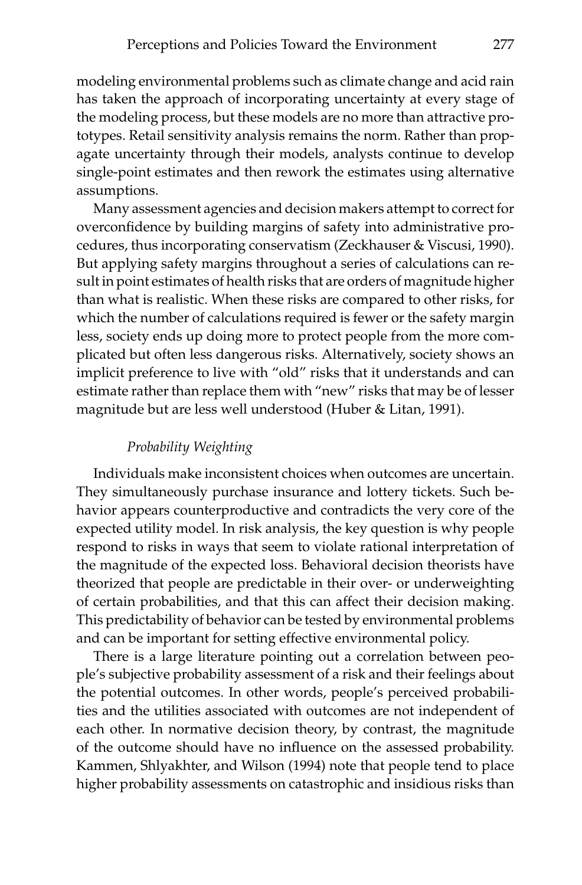modeling environmental problems such as climate change and acid rain has taken the approach of incorporating uncertainty at every stage of the modeling process, but these models are no more than attractive prototypes. Retail sensitivity analysis remains the norm. Rather than propagate uncertainty through their models, analysts continue to develop single-point estimates and then rework the estimates using alternative assumptions.

Many assessment agencies and decision makers attempt to correct for overconfidence by building margins of safety into administrative procedures, thus incorporating conservatism (Zeckhauser & Viscusi, 1990). But applying safety margins throughout a series of calculations can result in point estimates of health risks that are orders of magnitude higher than what is realistic. When these risks are compared to other risks, for which the number of calculations required is fewer or the safety margin less, society ends up doing more to protect people from the more complicated but often less dangerous risks. Alternatively, society shows an implicit preference to live with "old" risks that it understands and can estimate rather than replace them with "new" risks that may be of lesser magnitude but are less well understood (Huber & Litan, 1991).

### *Probability Weighting*

Individuals make inconsistent choices when outcomes are uncertain. They simultaneously purchase insurance and lottery tickets. Such behavior appears counterproductive and contradicts the very core of the expected utility model. In risk analysis, the key question is why people respond to risks in ways that seem to violate rational interpretation of the magnitude of the expected loss. Behavioral decision theorists have theorized that people are predictable in their over- or underweighting of certain probabilities, and that this can affect their decision making. This predictability of behavior can be tested by environmental problems and can be important for setting effective environmental policy.

There is a large literature pointing out a correlation between people's subjective probability assessment of a risk and their feelings about the potential outcomes. In other words, people's perceived probabilities and the utilities associated with outcomes are not independent of each other. In normative decision theory, by contrast, the magnitude of the outcome should have no influence on the assessed probability. Kammen, Shlyakhter, and Wilson (1994) note that people tend to place higher probability assessments on catastrophic and insidious risks than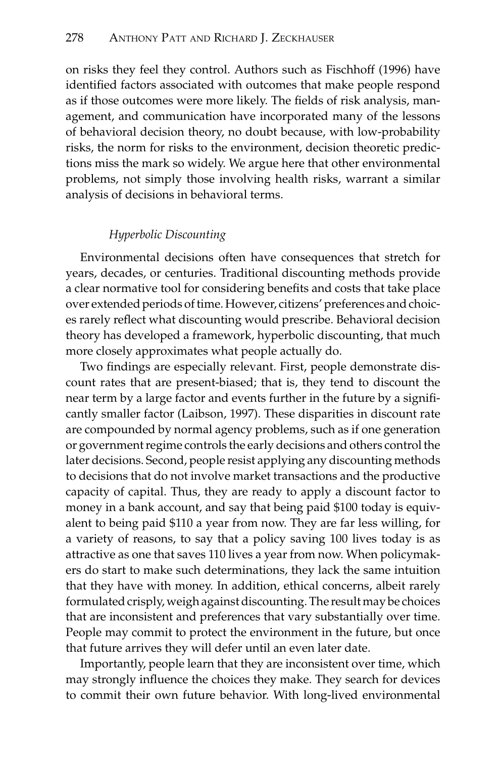on risks they feel they control. Authors such as Fischhoff (1996) have identified factors associated with outcomes that make people respond as if those outcomes were more likely. The fields of risk analysis, management, and communication have incorporated many of the lessons of behavioral decision theory, no doubt because, with low-probability risks, the norm for risks to the environment, decision theoretic predictions miss the mark so widely. We argue here that other environmental problems, not simply those involving health risks, warrant a similar analysis of decisions in behavioral terms.

### *Hyperbolic Discounting*

Environmental decisions often have consequences that stretch for years, decades, or centuries. Traditional discounting methods provide a clear normative tool for considering benefits and costs that take place over extended periods of time. However, citizens' preferences and choices rarely reflect what discounting would prescribe. Behavioral decision theory has developed a framework, hyperbolic discounting, that much more closely approximates what people actually do.

Two findings are especially relevant. First, people demonstrate discount rates that are present-biased; that is, they tend to discount the near term by a large factor and events further in the future by a significantly smaller factor (Laibson, 1997). These disparities in discount rate are compounded by normal agency problems, such as if one generation or government regime controls the early decisions and others control the later decisions. Second, people resist applying any discounting methods to decisions that do not involve market transactions and the productive capacity of capital. Thus, they are ready to apply a discount factor to money in a bank account, and say that being paid $100 today is equivalent to being paid $110 a year from now. They are far less willing, for a variety of reasons, to say that a policy saving 100 lives today is as attractive as one that saves 110 lives a year from now. When policymakers do start to make such determinations, they lack the same intuition that they have with money. In addition, ethical concerns, albeit rarely formulated crisply, weigh against discounting. The result may be choices that are inconsistent and preferences that vary substantially over time. People may commit to protect the environment in the future, but once that future arrives they will defer until an even later date.

Importantly, people learn that they are inconsistent over time, which may strongly influence the choices they make. They search for devices to commit their own future behavior. With long-lived environmental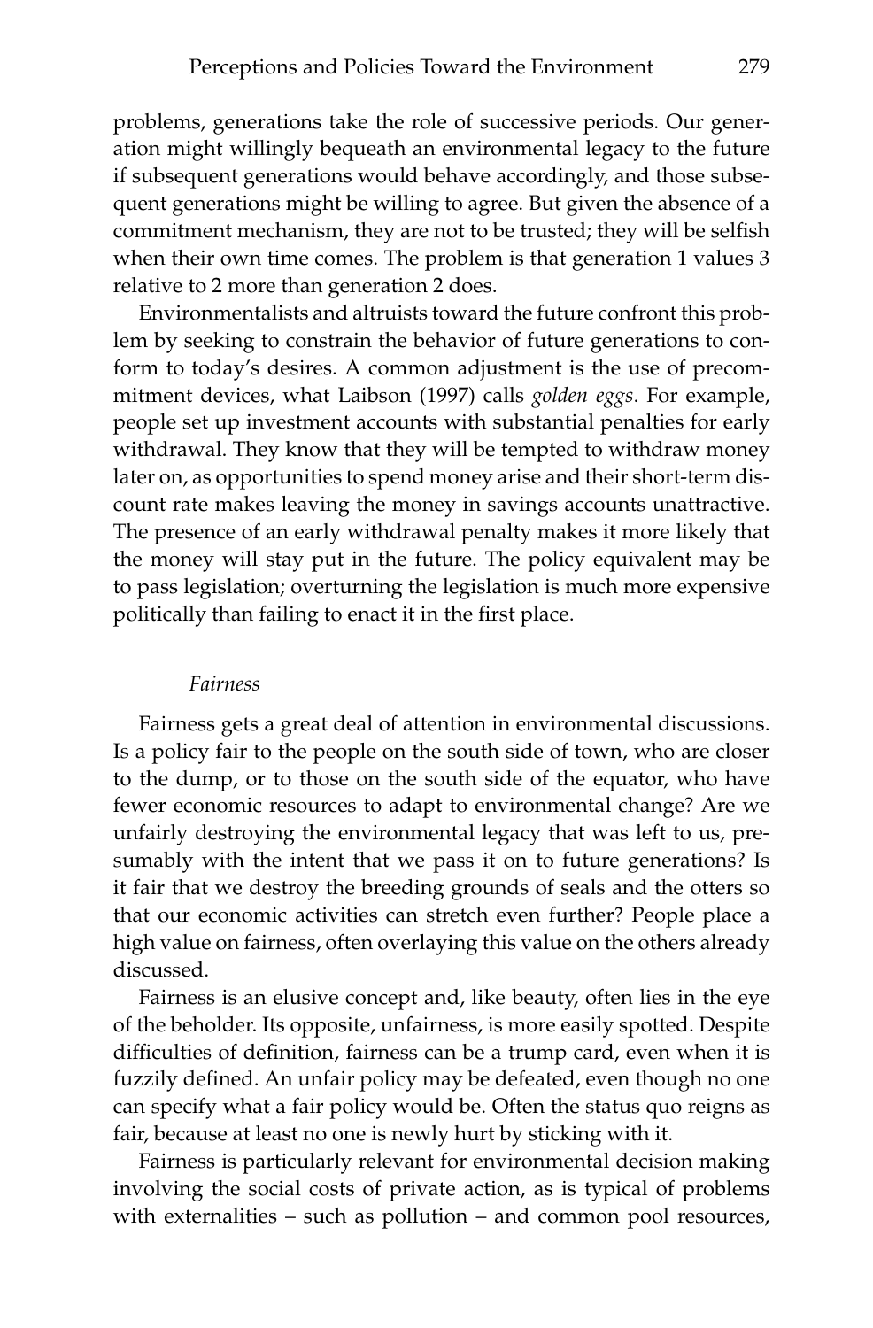problems, generations take the role of successive periods. Our generation might willingly bequeath an environmental legacy to the future if subsequent generations would behave accordingly, and those subsequent generations might be willing to agree. But given the absence of a commitment mechanism, they are not to be trusted; they will be selfish when their own time comes. The problem is that generation 1 values 3 relative to 2 more than generation 2 does.

Environmentalists and altruists toward the future confront this problem by seeking to constrain the behavior of future generations to conform to today's desires. A common adjustment is the use of precommitment devices, what Laibson (1997) calls *golden eggs*. For example, people set up investment accounts with substantial penalties for early withdrawal. They know that they will be tempted to withdraw money later on, as opportunities to spend money arise and their short-term discount rate makes leaving the money in savings accounts unattractive. The presence of an early withdrawal penalty makes it more likely that the money will stay put in the future. The policy equivalent may be to pass legislation; overturning the legislation is much more expensive politically than failing to enact it in the first place.

### *Fairness*

Fairness gets a great deal of attention in environmental discussions. Is a policy fair to the people on the south side of town, who are closer to the dump, or to those on the south side of the equator, who have fewer economic resources to adapt to environmental change? Are we unfairly destroying the environmental legacy that was left to us, presumably with the intent that we pass it on to future generations? Is it fair that we destroy the breeding grounds of seals and the otters so that our economic activities can stretch even further? People place a high value on fairness, often overlaying this value on the others already discussed.

Fairness is an elusive concept and, like beauty, often lies in the eye of the beholder. Its opposite, unfairness, is more easily spotted. Despite difficulties of definition, fairness can be a trump card, even when it is fuzzily defined. An unfair policy may be defeated, even though no one can specify what a fair policy would be. Often the status quo reigns as fair, because at least no one is newly hurt by sticking with it.

Fairness is particularly relevant for environmental decision making involving the social costs of private action, as is typical of problems with externalities – such as pollution – and common pool resources,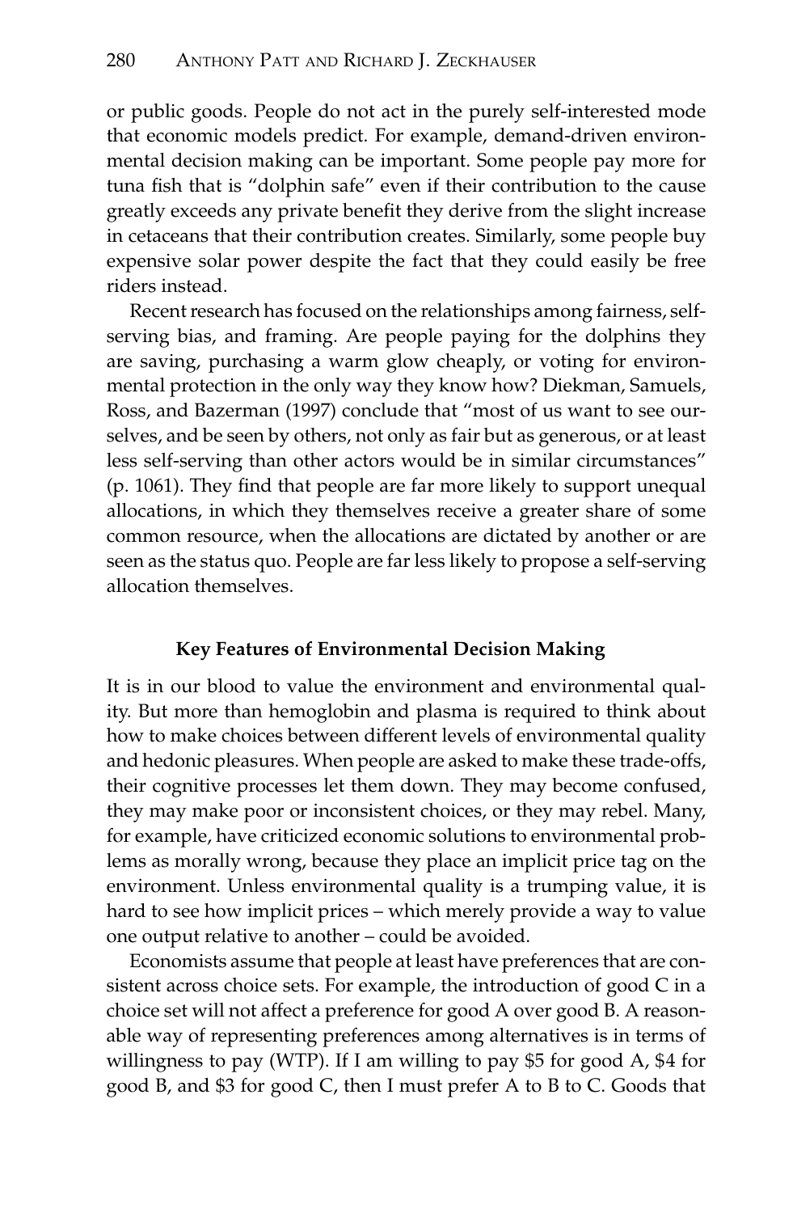or public goods. People do not act in the purely self-interested mode that economic models predict. For example, demand-driven environmental decision making can be important. Some people pay more for tuna fish that is "dolphin safe" even if their contribution to the cause greatly exceeds any private benefit they derive from the slight increase in cetaceans that their contribution creates. Similarly, some people buy expensive solar power despite the fact that they could easily be free riders instead.

Recent research has focused on the relationships among fairness, self-serving bias, and framing. Are people paying for the dolphins they are saving, purchasing a warm glow cheaply, or voting for environmental protection in the only way they know how? Diekman, Samuels, Ross, and Bazerman (1997) conclude that "most of us want to see ourselves, and be seen by others, not only as fair but as generous, or at least less self-serving than other actors would be in similar circumstances" (p. 1061). They find that people are far more likely to support unequal allocations, in which they themselves receive a greater share of some common resource, when the allocations are dictated by another or are seen as the status quo. People are far less likely to propose a self-serving allocation themselves.

### Key Features of Environmental Decision Making

It is in our blood to value the environment and environmental quality. But more than hemoglobin and plasma is required to think about how to make choices between different levels of environmental quality and hedonic pleasures. When people are asked to make these trade-offs, their cognitive processes let them down. They may become confused, they may make poor or inconsistent choices, or they may rebel. Many, for example, have criticized economic solutions to environmental problems as morally wrong, because they place an implicit price tag on the environment. Unless environmental quality is a trumping value, it is hard to see how implicit prices – which merely provide a way to value one output relative to another – could be avoided.

Economists assume that people at least have preferences that are consistent across choice sets. For example, the introduction of good C in a choice set will not affect a preference for good A over good B. A reasonable way of representing preferences among alternatives is in terms of willingness to pay (WTP). If I am willing to pay $5 for good A, $4 for good B, and $3 for good C, then I must prefer A to B to C. Goods that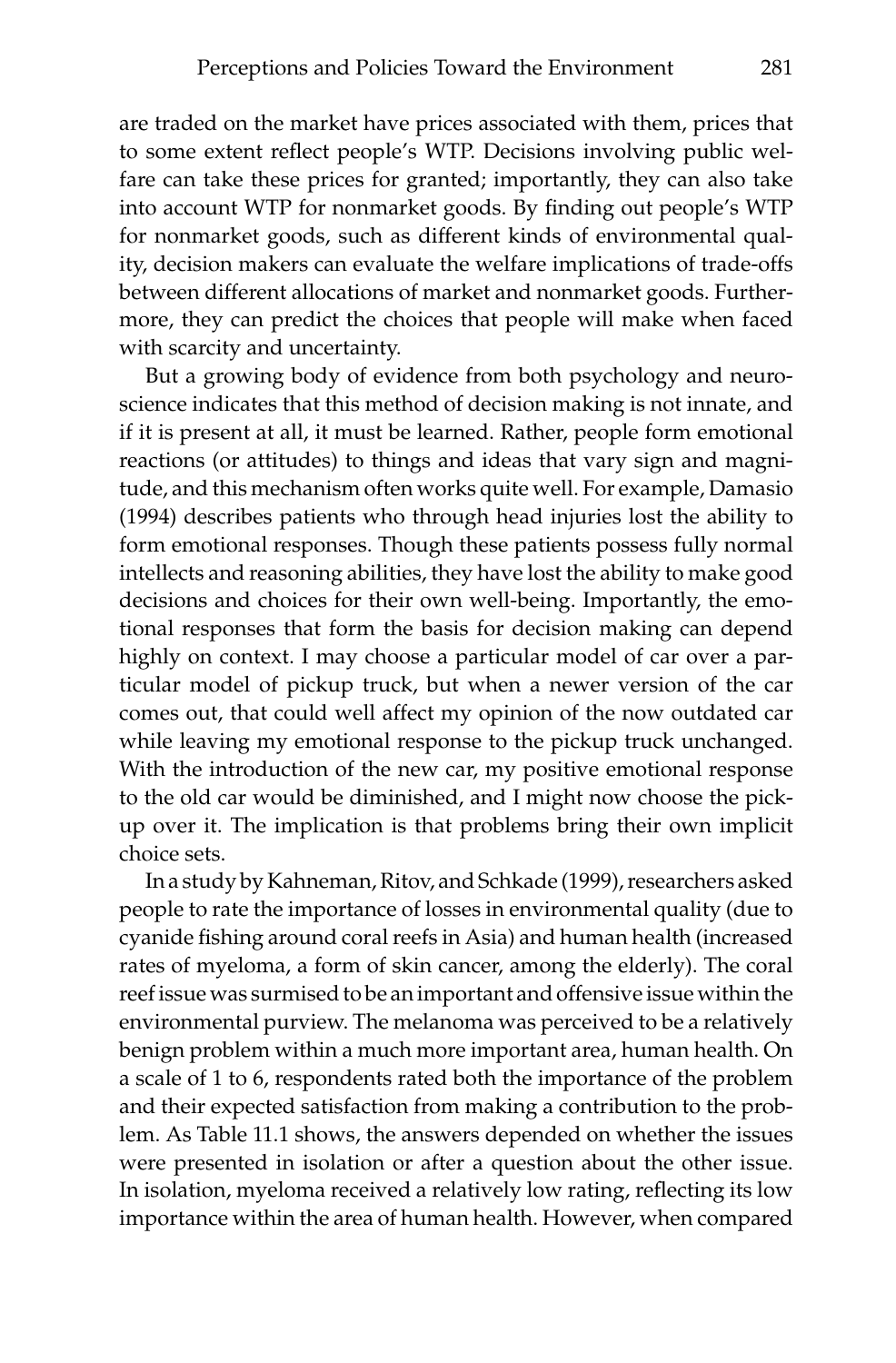are traded on the market have prices associated with them, prices that to some extent reflect people's WTP. Decisions involving public welfare can take these prices for granted; importantly, they can also take into account WTP for nonmarket goods. By finding out people's WTP for nonmarket goods, such as different kinds of environmental quality, decision makers can evaluate the welfare implications of trade-offs between different allocations of market and nonmarket goods. Furthermore, they can predict the choices that people will make when faced with scarcity and uncertainty.

But a growing body of evidence from both psychology and neuroscience indicates that this method of decision making is not innate, and if it is present at all, it must be learned. Rather, people form emotional reactions (or attitudes) to things and ideas that vary sign and magnitude, and this mechanism often works quite well. For example, Damasio (1994) describes patients who through head injuries lost the ability to form emotional responses. Though these patients possess fully normal intellects and reasoning abilities, they have lost the ability to make good decisions and choices for their own well-being. Importantly, the emotional responses that form the basis for decision making can depend highly on context. I may choose a particular model of car over a particular model of pickup truck, but when a newer version of the car comes out, that could well affect my opinion of the now outdated car while leaving my emotional response to the pickup truck unchanged. With the introduction of the new car, my positive emotional response to the old car would be diminished, and I might now choose the pickup over it. The implication is that problems bring their own implicit choice sets.

In a study by Kahneman, Ritov, and Schkade (1999), researchers asked people to rate the importance of losses in environmental quality (due to cyanide fishing around coral reefs in Asia) and human health (increased rates of myeloma, a form of skin cancer, among the elderly). The coral reef issue was surmised to be an important and offensive issue within the environmental purview. The melanoma was perceived to be a relatively benign problem within a much more important area, human health. On a scale of 1 to 6, respondents rated both the importance of the problem and their expected satisfaction from making a contribution to the problem. As Table 11.1 shows, the answers depended on whether the issues were presented in isolation or after a question about the other issue. In isolation, myeloma received a relatively low rating, reflecting its low importance within the area of human health. However, when compared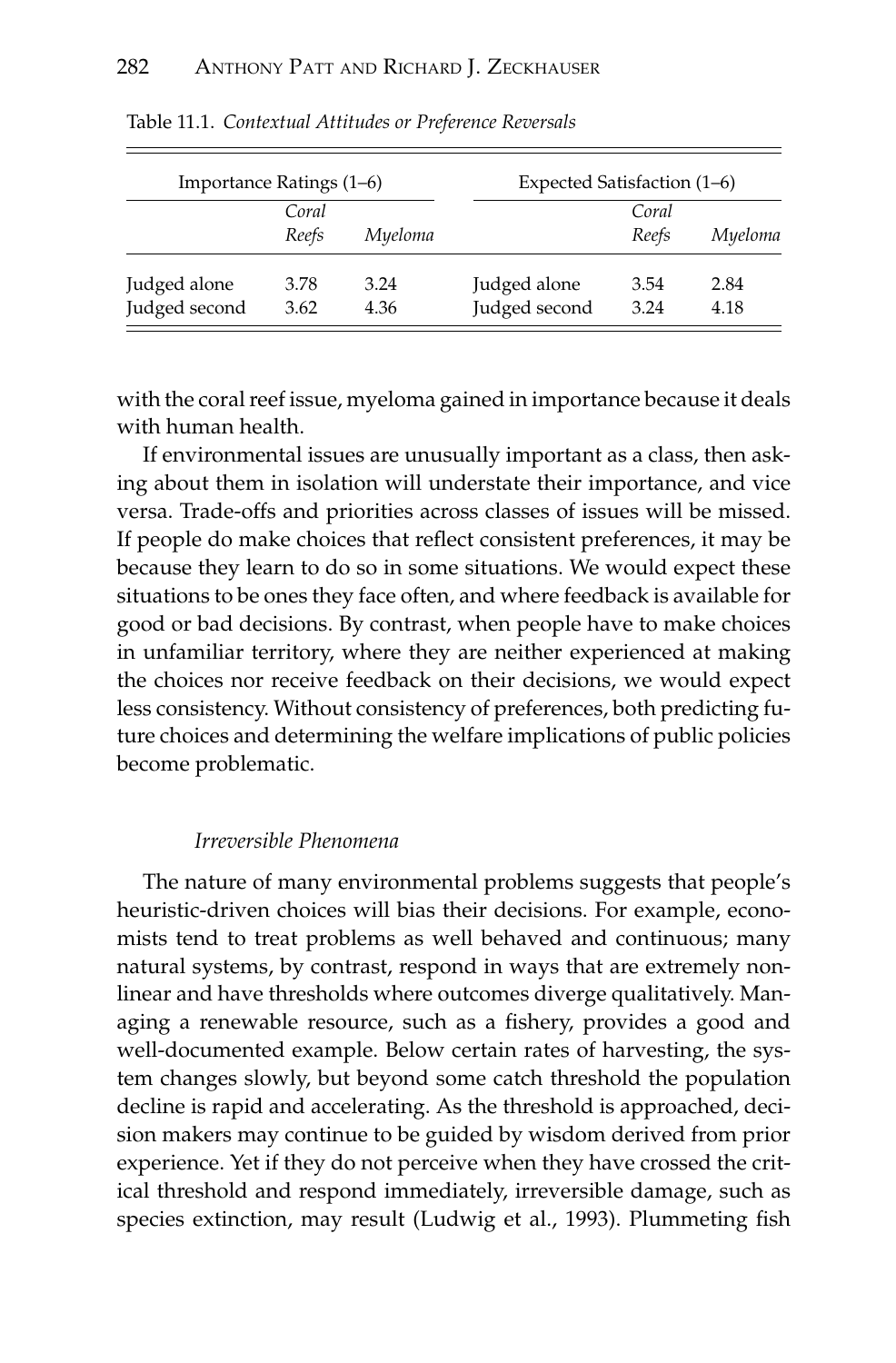Table 11.1. *Contextual Attitudes or Preference Reversals*

| Importance Ratings (1–6) | | | Expected Satisfaction (1–6) | | |
|---|---|---|---|---|---|
| | *Coral Reefs* | *Myeloma* | | *Coral Reefs* | *Myeloma* |
| Judged alone | 3.78 | 3.24 | Judged alone | 3.54 | 2.84 |
| Judged second | 3.62 | 4.36 | Judged second | 3.24 | 4.18 |

with the coral reef issue, myeloma gained in importance because it deals with human health.

If environmental issues are unusually important as a class, then asking about them in isolation will understate their importance, and vice versa. Trade-offs and priorities across classes of issues will be missed. If people do make choices that reflect consistent preferences, it may be because they learn to do so in some situations. We would expect these situations to be ones they face often, and where feedback is available for good or bad decisions. By contrast, when people have to make choices in unfamiliar territory, where they are neither experienced at making the choices nor receive feedback on their decisions, we would expect less consistency. Without consistency of preferences, both predicting future choices and determining the welfare implications of public policies become problematic.

### *Irreversible Phenomena*

The nature of many environmental problems suggests that people's heuristic-driven choices will bias their decisions. For example, economists tend to treat problems as well behaved and continuous; many natural systems, by contrast, respond in ways that are extremely nonlinear and have thresholds where outcomes diverge qualitatively. Managing a renewable resource, such as a fishery, provides a good and well-documented example. Below certain rates of harvesting, the system changes slowly, but beyond some catch threshold the population decline is rapid and accelerating. As the threshold is approached, decision makers may continue to be guided by wisdom derived from prior experience. Yet if they do not perceive when they have crossed the critical threshold and respond immediately, irreversible damage, such as species extinction, may result (Ludwig et al., 1993). Plummeting fish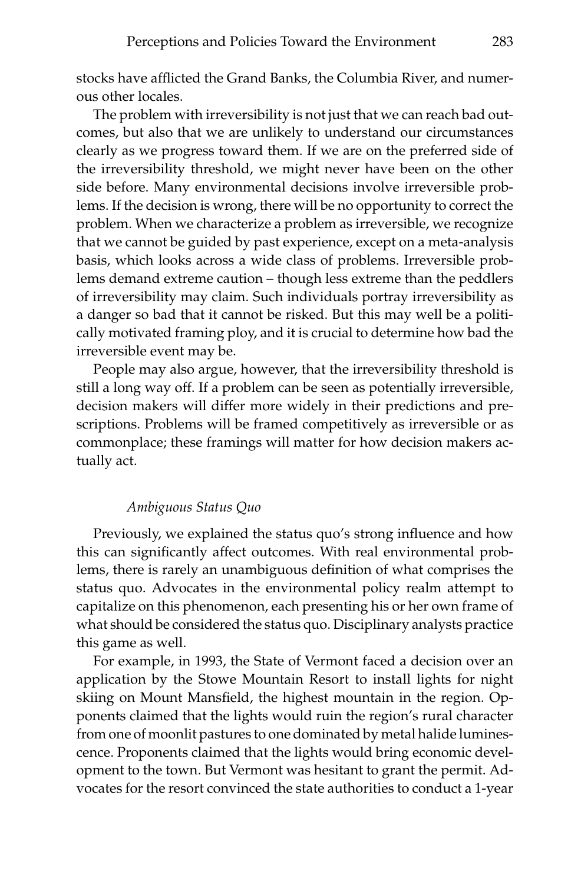stocks have afflicted the Grand Banks, the Columbia River, and numerous other locales.

The problem with irreversibility is not just that we can reach bad outcomes, but also that we are unlikely to understand our circumstances clearly as we progress toward them. If we are on the preferred side of the irreversibility threshold, we might never have been on the other side before. Many environmental decisions involve irreversible problems. If the decision is wrong, there will be no opportunity to correct the problem. When we characterize a problem as irreversible, we recognize that we cannot be guided by past experience, except on a meta-analysis basis, which looks across a wide class of problems. Irreversible problems demand extreme caution – though less extreme than the peddlers of irreversibility may claim. Such individuals portray irreversibility as a danger so bad that it cannot be risked. But this may well be a politically motivated framing ploy, and it is crucial to determine how bad the irreversible event may be.

People may also argue, however, that the irreversibility threshold is still a long way off. If a problem can be seen as potentially irreversible, decision makers will differ more widely in their predictions and prescriptions. Problems will be framed competitively as irreversible or as commonplace; these framings will matter for how decision makers actually act.

### *Ambiguous Status Quo*

Previously, we explained the status quo's strong influence and how this can significantly affect outcomes. With real environmental problems, there is rarely an unambiguous definition of what comprises the status quo. Advocates in the environmental policy realm attempt to capitalize on this phenomenon, each presenting his or her own frame of what should be considered the status quo. Disciplinary analysts practice this game as well.

For example, in 1993, the State of Vermont faced a decision over an application by the Stowe Mountain Resort to install lights for night skiing on Mount Mansfield, the highest mountain in the region. Opponents claimed that the lights would ruin the region's rural character from one of moonlit pastures to one dominated by metal halide luminescence. Proponents claimed that the lights would bring economic development to the town. But Vermont was hesitant to grant the permit. Advocates for the resort convinced the state authorities to conduct a 1-year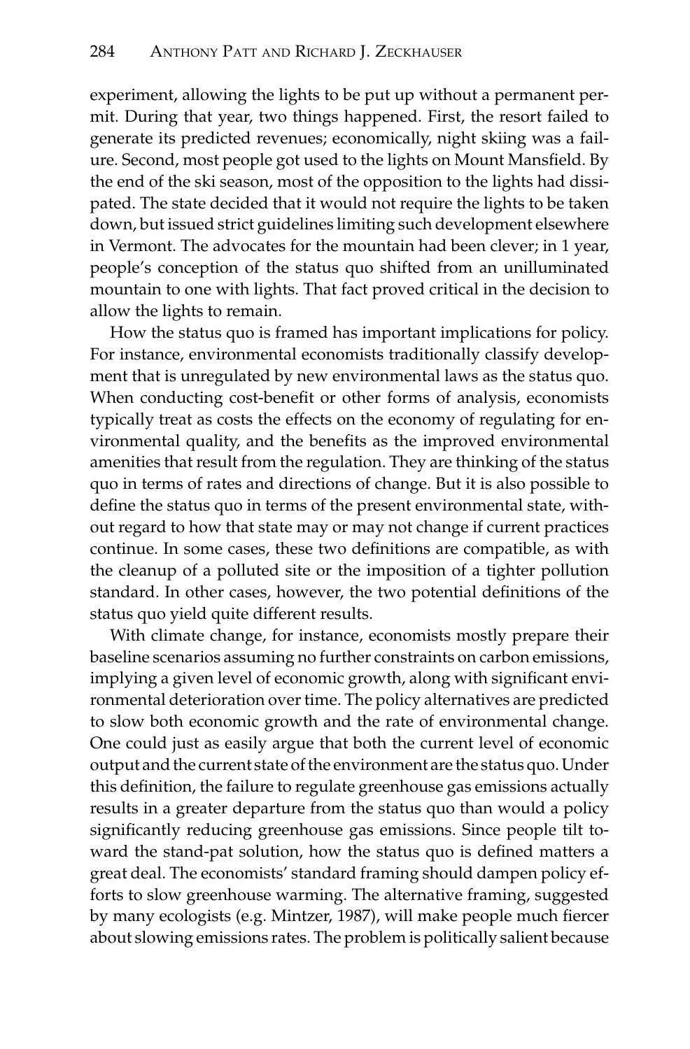experiment, allowing the lights to be put up without a permanent permit. During that year, two things happened. First, the resort failed to generate its predicted revenues; economically, night skiing was a failure. Second, most people got used to the lights on Mount Mansfield. By the end of the ski season, most of the opposition to the lights had dissipated. The state decided that it would not require the lights to be taken down, but issued strict guidelines limiting such development elsewhere in Vermont. The advocates for the mountain had been clever; in 1 year, people's conception of the status quo shifted from an unilluminated mountain to one with lights. That fact proved critical in the decision to allow the lights to remain.

How the status quo is framed has important implications for policy. For instance, environmental economists traditionally classify development that is unregulated by new environmental laws as the status quo. When conducting cost-benefit or other forms of analysis, economists typically treat as costs the effects on the economy of regulating for environmental quality, and the benefits as the improved environmental amenities that result from the regulation. They are thinking of the status quo in terms of rates and directions of change. But it is also possible to define the status quo in terms of the present environmental state, without regard to how that state may or may not change if current practices continue. In some cases, these two definitions are compatible, as with the cleanup of a polluted site or the imposition of a tighter pollution standard. In other cases, however, the two potential definitions of the status quo yield quite different results.

With climate change, for instance, economists mostly prepare their baseline scenarios assuming no further constraints on carbon emissions, implying a given level of economic growth, along with significant environmental deterioration over time. The policy alternatives are predicted to slow both economic growth and the rate of environmental change. One could just as easily argue that both the current level of economic output and the current state of the environment are the status quo. Under this definition, the failure to regulate greenhouse gas emissions actually results in a greater departure from the status quo than would a policy significantly reducing greenhouse gas emissions. Since people tilt toward the stand-pat solution, how the status quo is defined matters a great deal. The economists' standard framing should dampen policy efforts to slow greenhouse warming. The alternative framing, suggested by many ecologists (e.g. Mintzer, 1987), will make people much fiercer about slowing emissions rates. The problem is politically salient because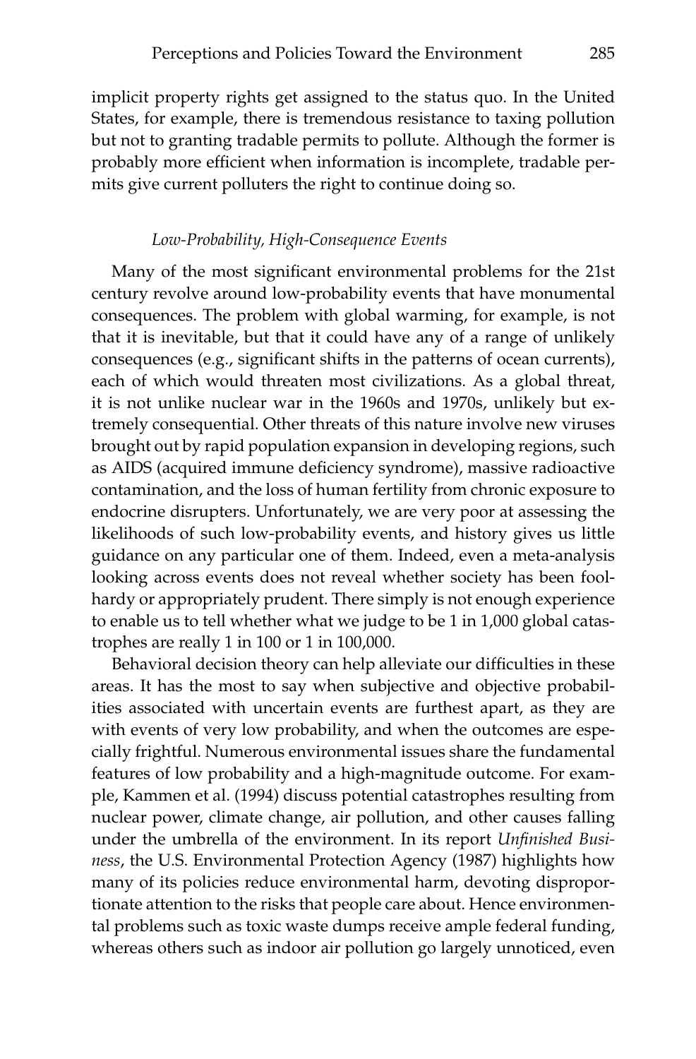implicit property rights get assigned to the status quo. In the United States, for example, there is tremendous resistance to taxing pollution but not to granting tradable permits to pollute. Although the former is probably more efficient when information is incomplete, tradable permits give current polluters the right to continue doing so.

### *Low-Probability, High-Consequence Events*

Many of the most significant environmental problems for the 21st century revolve around low-probability events that have monumental consequences. The problem with global warming, for example, is not that it is inevitable, but that it could have any of a range of unlikely consequences (e.g., significant shifts in the patterns of ocean currents), each of which would threaten most civilizations. As a global threat, it is not unlike nuclear war in the 1960s and 1970s, unlikely but extremely consequential. Other threats of this nature involve new viruses brought out by rapid population expansion in developing regions, such as AIDS (acquired immune deficiency syndrome), massive radioactive contamination, and the loss of human fertility from chronic exposure to endocrine disrupters. Unfortunately, we are very poor at assessing the likelihoods of such low-probability events, and history gives us little guidance on any particular one of them. Indeed, even a meta-analysis looking across events does not reveal whether society has been foolhardy or appropriately prudent. There simply is not enough experience to enable us to tell whether what we judge to be 1 in 1,000 global catastrophes are really 1 in 100 or 1 in 100,000.

Behavioral decision theory can help alleviate our difficulties in these areas. It has the most to say when subjective and objective probabilities associated with uncertain events are furthest apart, as they are with events of very low probability, and when the outcomes are especially frightful. Numerous environmental issues share the fundamental features of low probability and a high-magnitude outcome. For example, Kammen et al. (1994) discuss potential catastrophes resulting from nuclear power, climate change, air pollution, and other causes falling under the umbrella of the environment. In its report *Unfinished Business*, the U.S. Environmental Protection Agency (1987) highlights how many of its policies reduce environmental harm, devoting disproportionate attention to the risks that people care about. Hence environmental problems such as toxic waste dumps receive ample federal funding, whereas others such as indoor air pollution go largely unnoticed, even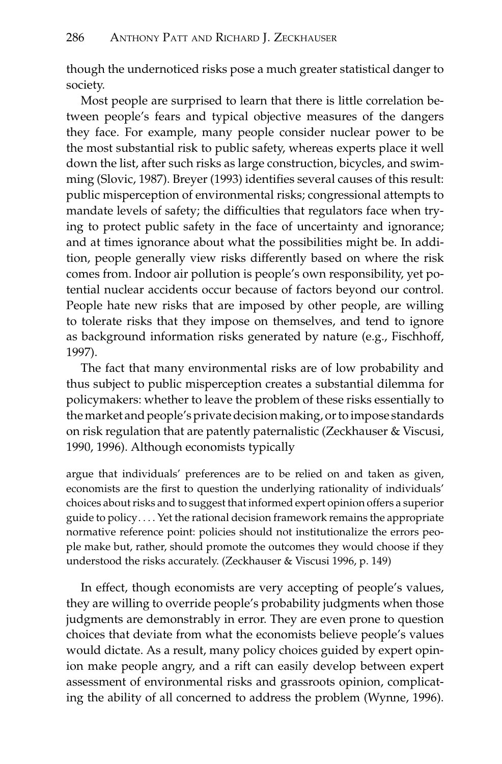though the undernoticed risks pose a much greater statistical danger to society.

Most people are surprised to learn that there is little correlation between people's fears and typical objective measures of the dangers they face. For example, many people consider nuclear power to be the most substantial risk to public safety, whereas experts place it well down the list, after such risks as large construction, bicycles, and swimming (Slovic, 1987). Breyer (1993) identifies several causes of this result: public misperception of environmental risks; congressional attempts to mandate levels of safety; the difficulties that regulators face when trying to protect public safety in the face of uncertainty and ignorance; and at times ignorance about what the possibilities might be. In addition, people generally view risks differently based on where the risk comes from. Indoor air pollution is people's own responsibility, yet potential nuclear accidents occur because of factors beyond our control. People hate new risks that are imposed by other people, are willing to tolerate risks that they impose on themselves, and tend to ignore as background information risks generated by nature (e.g., Fischhoff, 1997).

The fact that many environmental risks are of low probability and thus subject to public misperception creates a substantial dilemma for policymakers: whether to leave the problem of these risks essentially to the market and people's private decision making, or to impose standards on risk regulation that are patently paternalistic (Zeckhauser & Viscusi, 1990, 1996). Although economists typically

> argue that individuals' preferences are to be relied on and taken as given, economists are the first to question the underlying rationality of individuals' choices about risks and to suggest that informed expert opinion offers a superior guide to policy. . . . Yet the rational decision framework remains the appropriate normative reference point: policies should not institutionalize the errors people make but, rather, should promote the outcomes they would choose if they understood the risks accurately. (Zeckhauser & Viscusi 1996, p. 149)

In effect, though economists are very accepting of people's values, they are willing to override people's probability judgments when those judgments are demonstrably in error. They are even prone to question choices that deviate from what the economists believe people's values would dictate. As a result, many policy choices guided by expert opinion make people angry, and a rift can easily develop between expert assessment of environmental risks and grassroots opinion, complicating the ability of all concerned to address the problem (Wynne, 1996).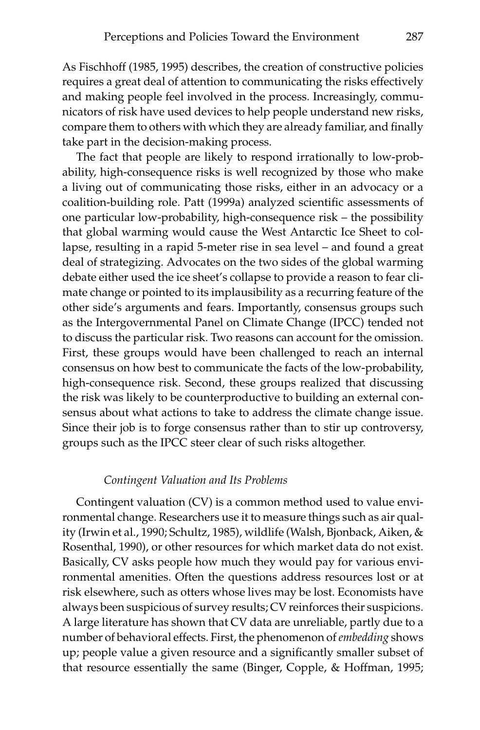As Fischhoff (1985, 1995) describes, the creation of constructive policies requires a great deal of attention to communicating the risks effectively and making people feel involved in the process. Increasingly, communicators of risk have used devices to help people understand new risks, compare them to others with which they are already familiar, and finally take part in the decision-making process.

The fact that people are likely to respond irrationally to low-probability, high-consequence risks is well recognized by those who make a living out of communicating those risks, either in an advocacy or a coalition-building role. Patt (1999a) analyzed scientific assessments of one particular low-probability, high-consequence risk – the possibility that global warming would cause the West Antarctic Ice Sheet to collapse, resulting in a rapid 5-meter rise in sea level – and found a great deal of strategizing. Advocates on the two sides of the global warming debate either used the ice sheet's collapse to provide a reason to fear climate change or pointed to its implausibility as a recurring feature of the other side's arguments and fears. Importantly, consensus groups such as the Intergovernmental Panel on Climate Change (IPCC) tended not to discuss the particular risk. Two reasons can account for the omission. First, these groups would have been challenged to reach an internal consensus on how best to communicate the facts of the low-probability, high-consequence risk. Second, these groups realized that discussing the risk was likely to be counterproductive to building an external consensus about what actions to take to address the climate change issue. Since their job is to forge consensus rather than to stir up controversy, groups such as the IPCC steer clear of such risks altogether.

### *Contingent Valuation and Its Problems*

Contingent valuation (CV) is a common method used to value environmental change. Researchers use it to measure things such as air quality (Irwin et al., 1990; Schultz, 1985), wildlife (Walsh, Bjonback, Aiken, & Rosenthal, 1990), or other resources for which market data do not exist. Basically, CV asks people how much they would pay for various environmental amenities. Often the questions address resources lost or at risk elsewhere, such as otters whose lives may be lost. Economists have always been suspicious of survey results; CV reinforces their suspicions. A large literature has shown that CV data are unreliable, partly due to a number of behavioral effects. First, the phenomenon of *embedding* shows up; people value a given resource and a significantly smaller subset of that resource essentially the same (Binger, Copple, & Hoffman, 1995;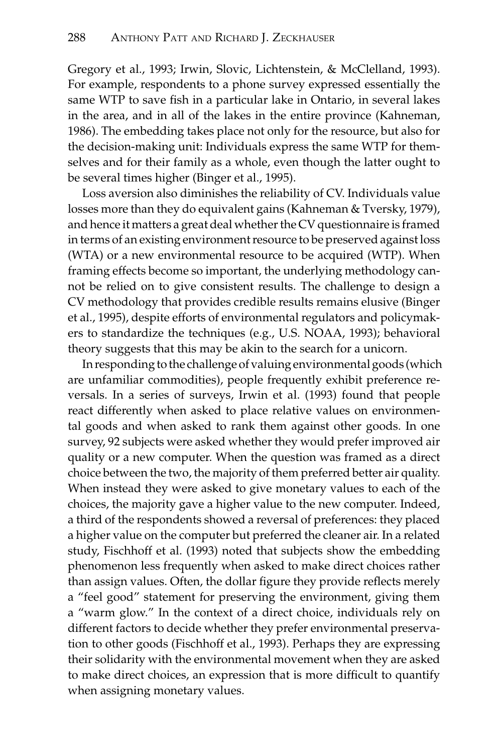Gregory et al., 1993; Irwin, Slovic, Lichtenstein, & McClelland, 1993). For example, respondents to a phone survey expressed essentially the same WTP to save fish in a particular lake in Ontario, in several lakes in the area, and in all of the lakes in the entire province (Kahneman, 1986). The embedding takes place not only for the resource, but also for the decision-making unit: Individuals express the same WTP for themselves and for their family as a whole, even though the latter ought to be several times higher (Binger et al., 1995).

Loss aversion also diminishes the reliability of CV. Individuals value losses more than they do equivalent gains (Kahneman & Tversky, 1979), and hence it matters a great deal whether the CV questionnaire is framed in terms of an existing environment resource to be preserved against loss (WTA) or a new environmental resource to be acquired (WTP). When framing effects become so important, the underlying methodology cannot be relied on to give consistent results. The challenge to design a CV methodology that provides credible results remains elusive (Binger et al., 1995), despite efforts of environmental regulators and policymakers to standardize the techniques (e.g., U.S. NOAA, 1993); behavioral theory suggests that this may be akin to the search for a unicorn.

In responding to the challenge of valuing environmental goods (which are unfamiliar commodities), people frequently exhibit preference reversals. In a series of surveys, Irwin et al. (1993) found that people react differently when asked to place relative values on environmental goods and when asked to rank them against other goods. In one survey, 92 subjects were asked whether they would prefer improved air quality or a new computer. When the question was framed as a direct choice between the two, the majority of them preferred better air quality. When instead they were asked to give monetary values to each of the choices, the majority gave a higher value to the new computer. Indeed, a third of the respondents showed a reversal of preferences: they placed a higher value on the computer but preferred the cleaner air. In a related study, Fischhoff et al. (1993) noted that subjects show the embedding phenomenon less frequently when asked to make direct choices rather than assign values. Often, the dollar figure they provide reflects merely a "feel good" statement for preserving the environment, giving them a "warm glow." In the context of a direct choice, individuals rely on different factors to decide whether they prefer environmental preservation to other goods (Fischhoff et al., 1993). Perhaps they are expressing their solidarity with the environmental movement when they are asked to make direct choices, an expression that is more difficult to quantify when assigning monetary values.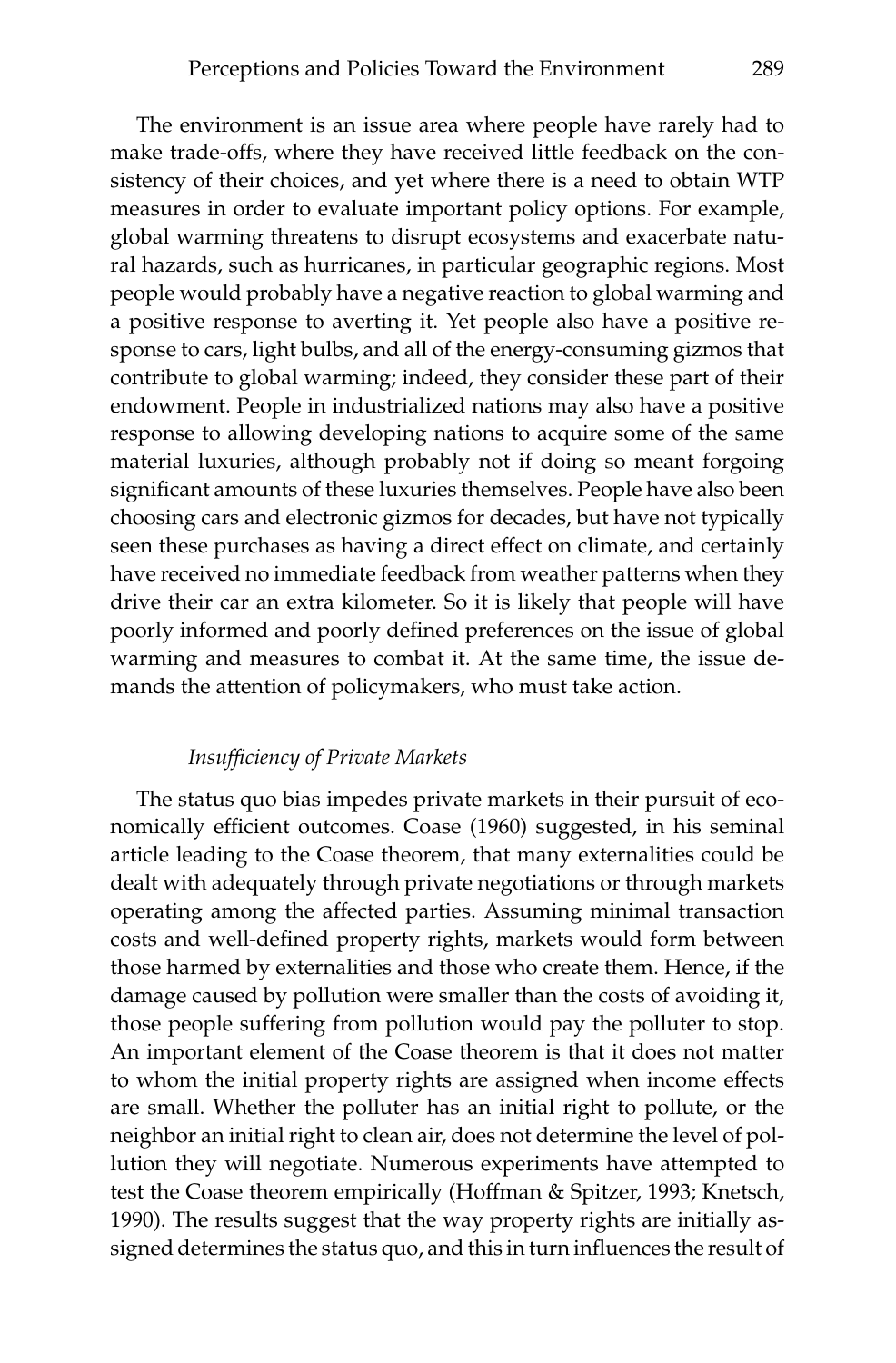The environment is an issue area where people have rarely had to make trade-offs, where they have received little feedback on the consistency of their choices, and yet where there is a need to obtain WTP measures in order to evaluate important policy options. For example, global warming threatens to disrupt ecosystems and exacerbate natural hazards, such as hurricanes, in particular geographic regions. Most people would probably have a negative reaction to global warming and a positive response to averting it. Yet people also have a positive response to cars, light bulbs, and all of the energy-consuming gizmos that contribute to global warming; indeed, they consider these part of their endowment. People in industrialized nations may also have a positive response to allowing developing nations to acquire some of the same material luxuries, although probably not if doing so meant forgoing significant amounts of these luxuries themselves. People have also been choosing cars and electronic gizmos for decades, but have not typically seen these purchases as having a direct effect on climate, and certainly have received no immediate feedback from weather patterns when they drive their car an extra kilometer. So it is likely that people will have poorly informed and poorly defined preferences on the issue of global warming and measures to combat it. At the same time, the issue demands the attention of policymakers, who must take action.

### *Insufficiency of Private Markets*

The status quo bias impedes private markets in their pursuit of economically efficient outcomes. Coase (1960) suggested, in his seminal article leading to the Coase theorem, that many externalities could be dealt with adequately through private negotiations or through markets operating among the affected parties. Assuming minimal transaction costs and well-defined property rights, markets would form between those harmed by externalities and those who create them. Hence, if the damage caused by pollution were smaller than the costs of avoiding it, those people suffering from pollution would pay the polluter to stop. An important element of the Coase theorem is that it does not matter to whom the initial property rights are assigned when income effects are small. Whether the polluter has an initial right to pollute, or the neighbor an initial right to clean air, does not determine the level of pollution they will negotiate. Numerous experiments have attempted to test the Coase theorem empirically (Hoffman & Spitzer, 1993; Knetsch, 1990). The results suggest that the way property rights are initially assigned determines the status quo, and this in turn influences the result of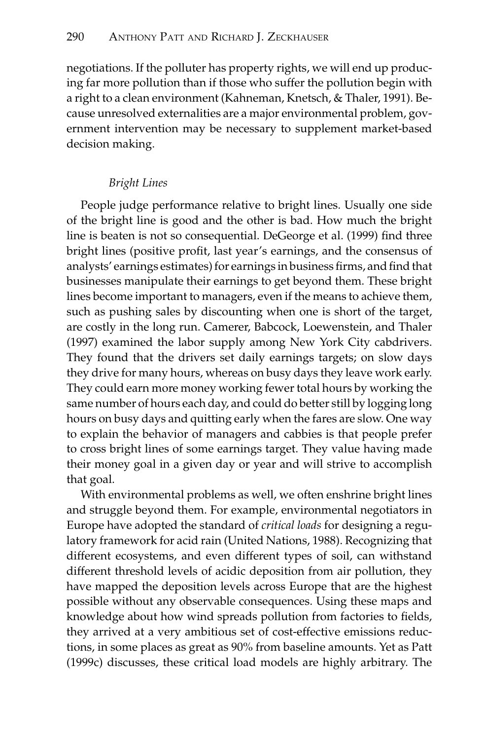negotiations. If the polluter has property rights, we will end up producing far more pollution than if those who suffer the pollution begin with a right to a clean environment (Kahneman, Knetsch, & Thaler, 1991). Because unresolved externalities are a major environmental problem, government intervention may be necessary to supplement market-based decision making.

### *Bright Lines*

People judge performance relative to bright lines. Usually one side of the bright line is good and the other is bad. How much the bright line is beaten is not so consequential. DeGeorge et al. (1999) find three bright lines (positive profit, last year's earnings, and the consensus of analysts' earnings estimates) for earnings in business firms, and find that businesses manipulate their earnings to get beyond them. These bright lines become important to managers, even if the means to achieve them, such as pushing sales by discounting when one is short of the target, are costly in the long run. Camerer, Babcock, Loewenstein, and Thaler (1997) examined the labor supply among New York City cabdrivers. They found that the drivers set daily earnings targets; on slow days they drive for many hours, whereas on busy days they leave work early. They could earn more money working fewer total hours by working the same number of hours each day, and could do better still by logging long hours on busy days and quitting early when the fares are slow. One way to explain the behavior of managers and cabbies is that people prefer to cross bright lines of some earnings target. They value having made their money goal in a given day or year and will strive to accomplish that goal.

With environmental problems as well, we often enshrine bright lines and struggle beyond them. For example, environmental negotiators in Europe have adopted the standard of *critical loads* for designing a regulatory framework for acid rain (United Nations, 1988). Recognizing that different ecosystems, and even different types of soil, can withstand different threshold levels of acidic deposition from air pollution, they have mapped the deposition levels across Europe that are the highest possible without any observable consequences. Using these maps and knowledge about how wind spreads pollution from factories to fields, they arrived at a very ambitious set of cost-effective emissions reductions, in some places as great as 90% from baseline amounts. Yet as Patt (1999c) discusses, these critical load models are highly arbitrary. The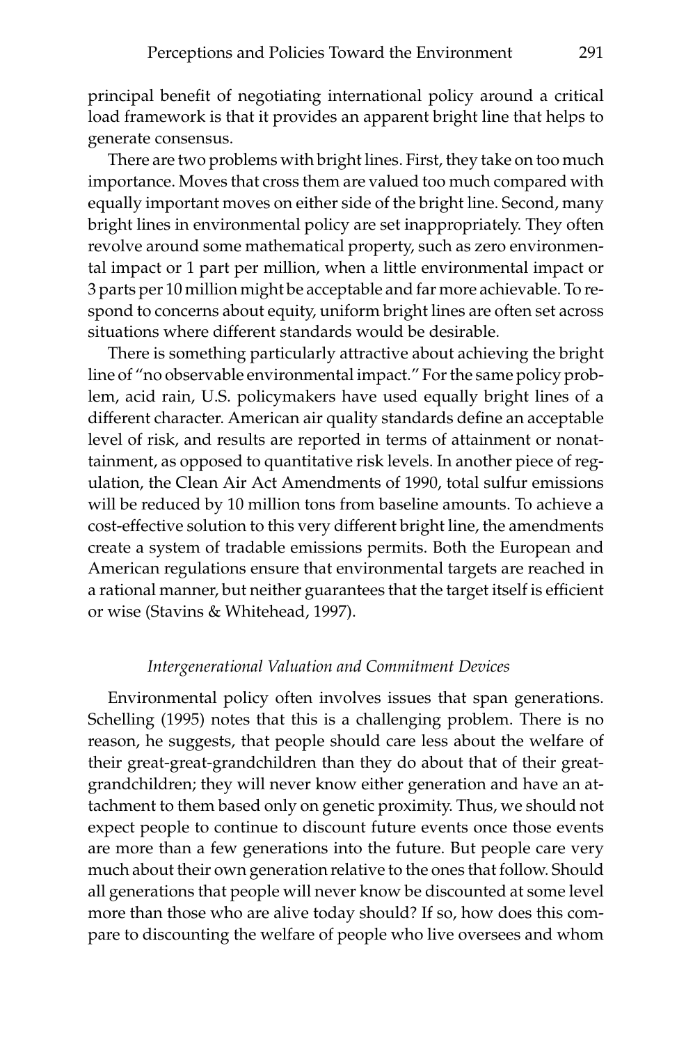principal benefit of negotiating international policy around a critical load framework is that it provides an apparent bright line that helps to generate consensus.

There are two problems with bright lines. First, they take on too much importance. Moves that cross them are valued too much compared with equally important moves on either side of the bright line. Second, many bright lines in environmental policy are set inappropriately. They often revolve around some mathematical property, such as zero environmental impact or 1 part per million, when a little environmental impact or 3 parts per 10 million might be acceptable and far more achievable. To respond to concerns about equity, uniform bright lines are often set across situations where different standards would be desirable.

There is something particularly attractive about achieving the bright line of "no observable environmental impact." For the same policy problem, acid rain, U.S. policymakers have used equally bright lines of a different character. American air quality standards define an acceptable level of risk, and results are reported in terms of attainment or nonattainment, as opposed to quantitative risk levels. In another piece of regulation, the Clean Air Act Amendments of 1990, total sulfur emissions will be reduced by 10 million tons from baseline amounts. To achieve a cost-effective solution to this very different bright line, the amendments create a system of tradable emissions permits. Both the European and American regulations ensure that environmental targets are reached in a rational manner, but neither guarantees that the target itself is efficient or wise (Stavins & Whitehead, 1997).

### *Intergenerational Valuation and Commitment Devices*

Environmental policy often involves issues that span generations. Schelling (1995) notes that this is a challenging problem. There is no reason, he suggests, that people should care less about the welfare of their great-great-grandchildren than they do about that of their great-grandchildren; they will never know either generation and have an attachment to them based only on genetic proximity. Thus, we should not expect people to continue to discount future events once those events are more than a few generations into the future. But people care very much about their own generation relative to the ones that follow. Should all generations that people will never know be discounted at some level more than those who are alive today should? If so, how does this compare to discounting the welfare of people who live oversees and whom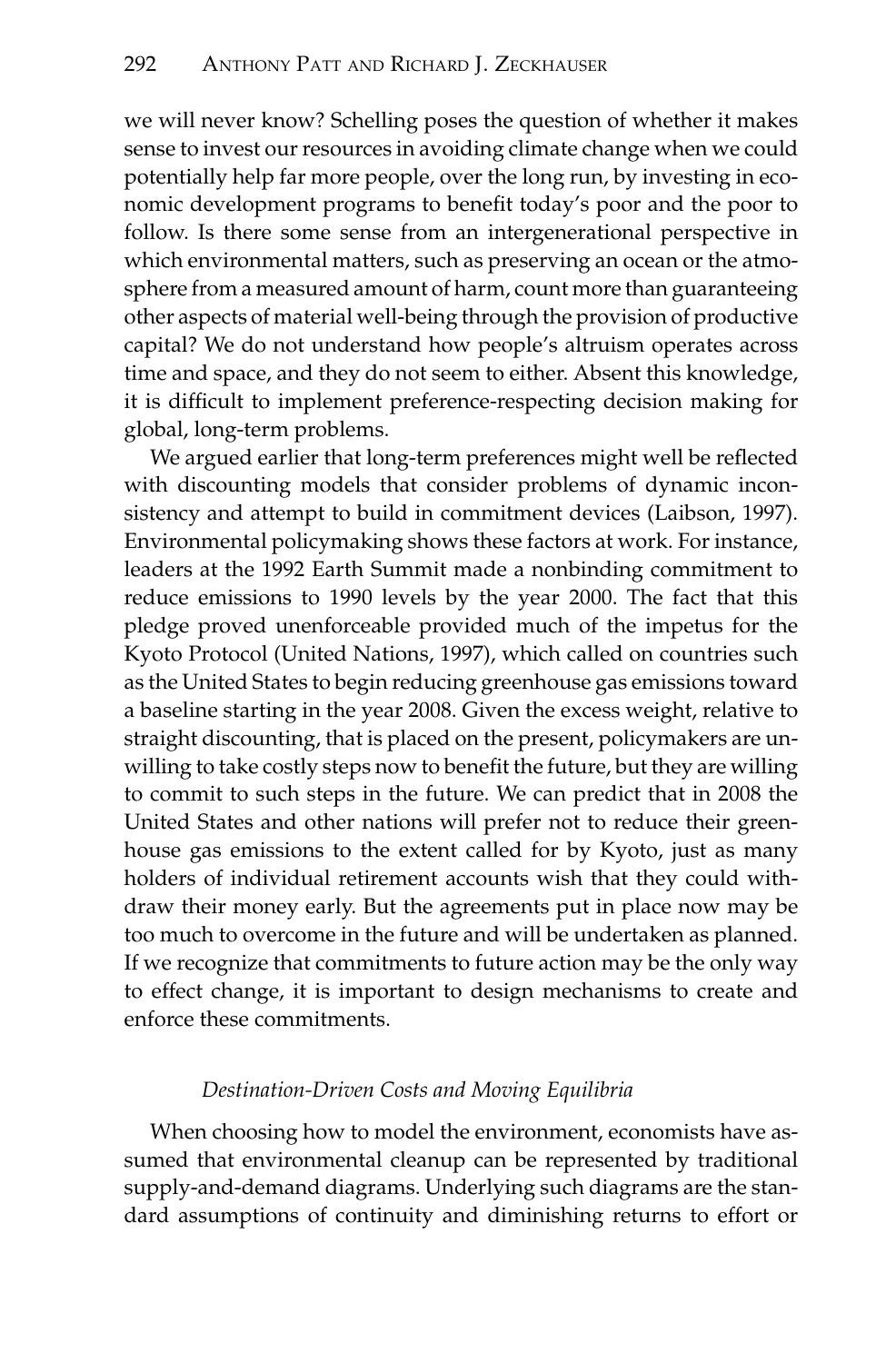we will never know? Schelling poses the question of whether it makes sense to invest our resources in avoiding climate change when we could potentially help far more people, over the long run, by investing in economic development programs to benefit today's poor and the poor to follow. Is there some sense from an intergenerational perspective in which environmental matters, such as preserving an ocean or the atmosphere from a measured amount of harm, count more than guaranteeing other aspects of material well-being through the provision of productive capital? We do not understand how people's altruism operates across time and space, and they do not seem to either. Absent this knowledge, it is difficult to implement preference-respecting decision making for global, long-term problems.

We argued earlier that long-term preferences might well be reflected with discounting models that consider problems of dynamic inconsistency and attempt to build in commitment devices (Laibson, 1997). Environmental policymaking shows these factors at work. For instance, leaders at the 1992 Earth Summit made a nonbinding commitment to reduce emissions to 1990 levels by the year 2000. The fact that this pledge proved unenforceable provided much of the impetus for the Kyoto Protocol (United Nations, 1997), which called on countries such as the United States to begin reducing greenhouse gas emissions toward a baseline starting in the year 2008. Given the excess weight, relative to straight discounting, that is placed on the present, policymakers are unwilling to take costly steps now to benefit the future, but they are willing to commit to such steps in the future. We can predict that in 2008 the United States and other nations will prefer not to reduce their greenhouse gas emissions to the extent called for by Kyoto, just as many holders of individual retirement accounts wish that they could withdraw their money early. But the agreements put in place now may be too much to overcome in the future and will be undertaken as planned. If we recognize that commitments to future action may be the only way to effect change, it is important to design mechanisms to create and enforce these commitments.

### *Destination-Driven Costs and Moving Equilibria*

When choosing how to model the environment, economists have assumed that environmental cleanup can be represented by traditional supply-and-demand diagrams. Underlying such diagrams are the standard assumptions of continuity and diminishing returns to effort or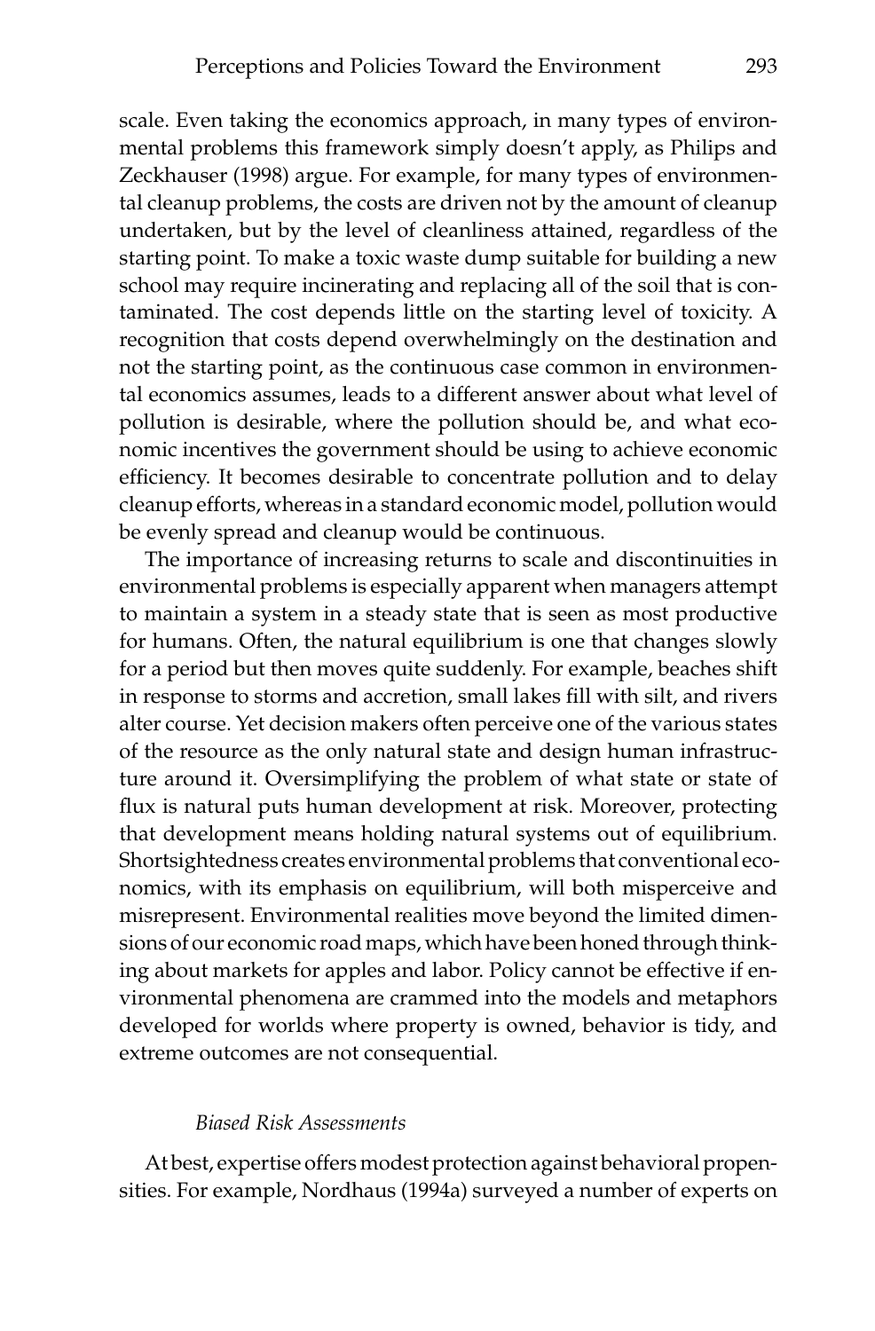scale. Even taking the economics approach, in many types of environmental problems this framework simply doesn't apply, as Philips and Zeckhauser (1998) argue. For example, for many types of environmental cleanup problems, the costs are driven not by the amount of cleanup undertaken, but by the level of cleanliness attained, regardless of the starting point. To make a toxic waste dump suitable for building a new school may require incinerating and replacing all of the soil that is contaminated. The cost depends little on the starting level of toxicity. A recognition that costs depend overwhelmingly on the destination and not the starting point, as the continuous case common in environmental economics assumes, leads to a different answer about what level of pollution is desirable, where the pollution should be, and what economic incentives the government should be using to achieve economic efficiency. It becomes desirable to concentrate pollution and to delay cleanup efforts, whereas in a standard economic model, pollution would be evenly spread and cleanup would be continuous.

The importance of increasing returns to scale and discontinuities in environmental problems is especially apparent when managers attempt to maintain a system in a steady state that is seen as most productive for humans. Often, the natural equilibrium is one that changes slowly for a period but then moves quite suddenly. For example, beaches shift in response to storms and accretion, small lakes fill with silt, and rivers alter course. Yet decision makers often perceive one of the various states of the resource as the only natural state and design human infrastructure around it. Oversimplifying the problem of what state or state of flux is natural puts human development at risk. Moreover, protecting that development means holding natural systems out of equilibrium. Shortsightedness creates environmental problems that conventional economics, with its emphasis on equilibrium, will both misperceive and misrepresent. Environmental realities move beyond the limited dimensions of our economic road maps, which have been honed through thinking about markets for apples and labor. Policy cannot be effective if environmental phenomena are crammed into the models and metaphors developed for worlds where property is owned, behavior is tidy, and extreme outcomes are not consequential.

### *Biased Risk Assessments*

At best, expertise offers modest protection against behavioral propensities. For example, Nordhaus (1994a) surveyed a number of experts on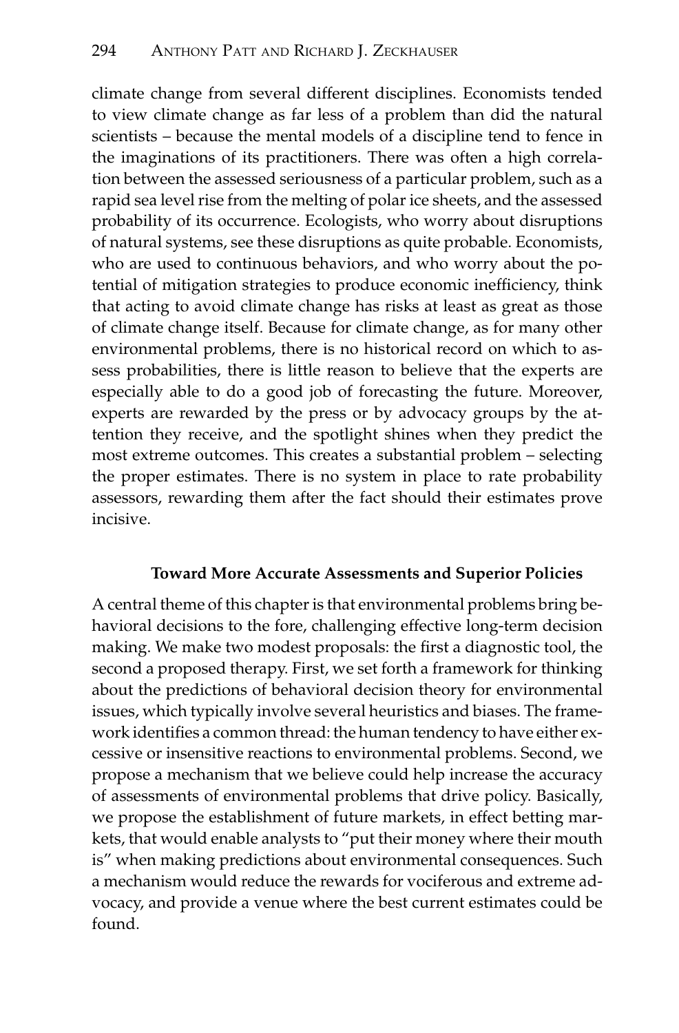climate change from several different disciplines. Economists tended to view climate change as far less of a problem than did the natural scientists – because the mental models of a discipline tend to fence in the imaginations of its practitioners. There was often a high correlation between the assessed seriousness of a particular problem, such as a rapid sea level rise from the melting of polar ice sheets, and the assessed probability of its occurrence. Ecologists, who worry about disruptions of natural systems, see these disruptions as quite probable. Economists, who are used to continuous behaviors, and who worry about the potential of mitigation strategies to produce economic inefficiency, think that acting to avoid climate change has risks at least as great as those of climate change itself. Because for climate change, as for many other environmental problems, there is no historical record on which to assess probabilities, there is little reason to believe that the experts are especially able to do a good job of forecasting the future. Moreover, experts are rewarded by the press or by advocacy groups by the attention they receive, and the spotlight shines when they predict the most extreme outcomes. This creates a substantial problem – selecting the proper estimates. There is no system in place to rate probability assessors, rewarding them after the fact should their estimates prove incisive.

### Toward More Accurate Assessments and Superior Policies

A central theme of this chapter is that environmental problems bring behavioral decisions to the fore, challenging effective long-term decision making. We make two modest proposals: the first a diagnostic tool, the second a proposed therapy. First, we set forth a framework for thinking about the predictions of behavioral decision theory for environmental issues, which typically involve several heuristics and biases. The framework identifies a common thread: the human tendency to have either excessive or insensitive reactions to environmental problems. Second, we propose a mechanism that we believe could help increase the accuracy of assessments of environmental problems that drive policy. Basically, we propose the establishment of future markets, in effect betting markets, that would enable analysts to "put their money where their mouth is" when making predictions about environmental consequences. Such a mechanism would reduce the rewards for vociferous and extreme advocacy, and provide a venue where the best current estimates could be found.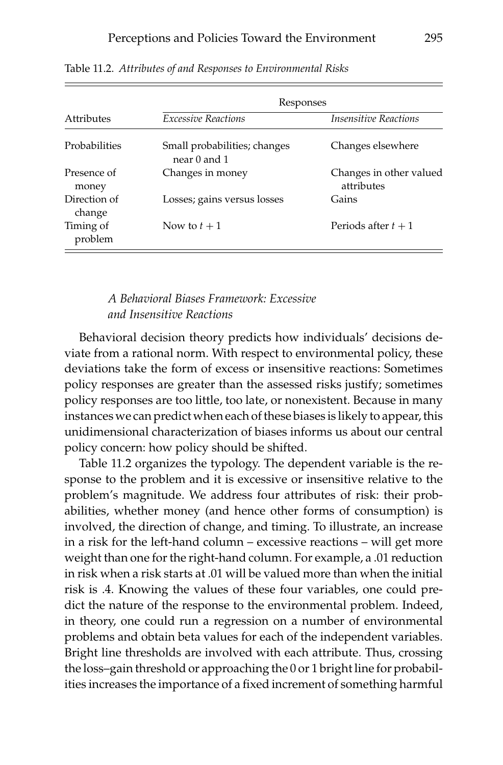Table 11.2. *Attributes of and Responses to Environmental Risks*

| Attributes | Responses | |
|---|---|---|
| | *Excessive Reactions* | *Insensitive Reactions* |
| Probabilities | Small probabilities; changes near 0 and 1 | Changes elsewhere |
| Presence of money | Changes in money | Changes in other valued attributes |
| Direction of change | Losses; gains versus losses | Gains |
| Timing of problem | Now to $t + 1$ | Periods after $t + 1$ |

### *A Behavioral Biases Framework: Excessive and Insensitive Reactions*

Behavioral decision theory predicts how individuals' decisions deviate from a rational norm. With respect to environmental policy, these deviations take the form of excess or insensitive reactions: Sometimes policy responses are greater than the assessed risks justify; sometimes policy responses are too little, too late, or nonexistent. Because in many instances we can predict when each of these biases is likely to appear, this unidimensional characterization of biases informs us about our central policy concern: how policy should be shifted.

Table 11.2 organizes the typology. The dependent variable is the response to the problem and it is excessive or insensitive relative to the problem's magnitude. We address four attributes of risk: their probabilities, whether money (and hence other forms of consumption) is involved, the direction of change, and timing. To illustrate, an increase in a risk for the left-hand column – excessive reactions – will get more weight than one for the right-hand column. For example, a .01 reduction in risk when a risk starts at .01 will be valued more than when the initial risk is .4. Knowing the values of these four variables, one could predict the nature of the response to the environmental problem. Indeed, in theory, one could run a regression on a number of environmental problems and obtain beta values for each of the independent variables. Bright line thresholds are involved with each attribute. Thus, crossing the loss–gain threshold or approaching the 0 or 1 bright line for probabilities increases the importance of a fixed increment of something harmful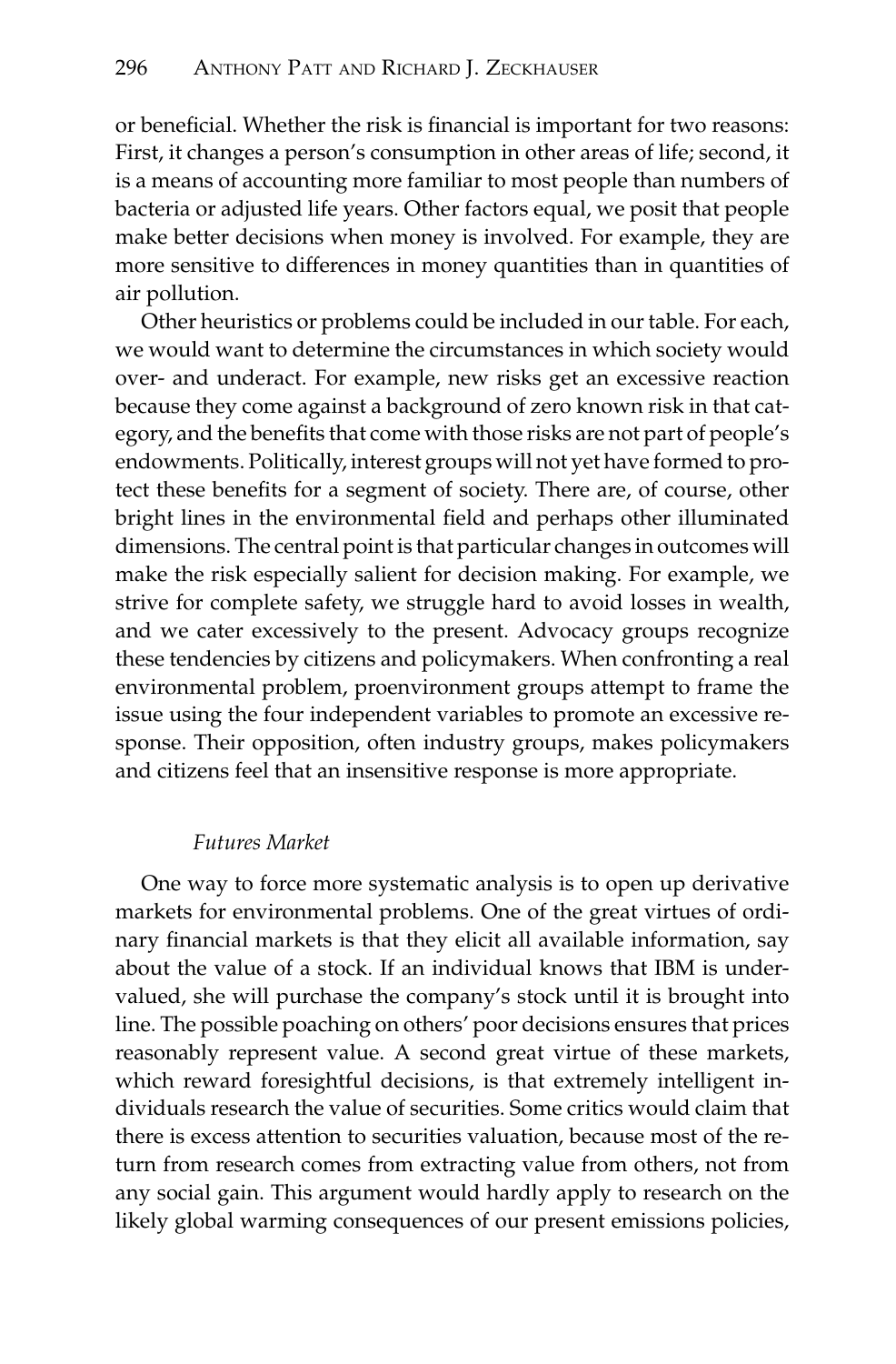or beneficial. Whether the risk is financial is important for two reasons: First, it changes a person's consumption in other areas of life; second, it is a means of accounting more familiar to most people than numbers of bacteria or adjusted life years. Other factors equal, we posit that people make better decisions when money is involved. For example, they are more sensitive to differences in money quantities than in quantities of air pollution.

Other heuristics or problems could be included in our table. For each, we would want to determine the circumstances in which society would over- and underact. For example, new risks get an excessive reaction because they come against a background of zero known risk in that category, and the benefits that come with those risks are not part of people's endowments. Politically, interest groups will not yet have formed to protect these benefits for a segment of society. There are, of course, other bright lines in the environmental field and perhaps other illuminated dimensions. The central point is that particular changes in outcomes will make the risk especially salient for decision making. For example, we strive for complete safety, we struggle hard to avoid losses in wealth, and we cater excessively to the present. Advocacy groups recognize these tendencies by citizens and policymakers. When confronting a real environmental problem, proenvironment groups attempt to frame the issue using the four independent variables to promote an excessive response. Their opposition, often industry groups, makes policymakers and citizens feel that an insensitive response is more appropriate.

### *Futures Market*

One way to force more systematic analysis is to open up derivative markets for environmental problems. One of the great virtues of ordinary financial markets is that they elicit all available information, say about the value of a stock. If an individual knows that IBM is undervalued, she will purchase the company's stock until it is brought into line. The possible poaching on others' poor decisions ensures that prices reasonably represent value. A second great virtue of these markets, which reward foresightful decisions, is that extremely intelligent individuals research the value of securities. Some critics would claim that there is excess attention to securities valuation, because most of the return from research comes from extracting value from others, not from any social gain. This argument would hardly apply to research on the likely global warming consequences of our present emissions policies,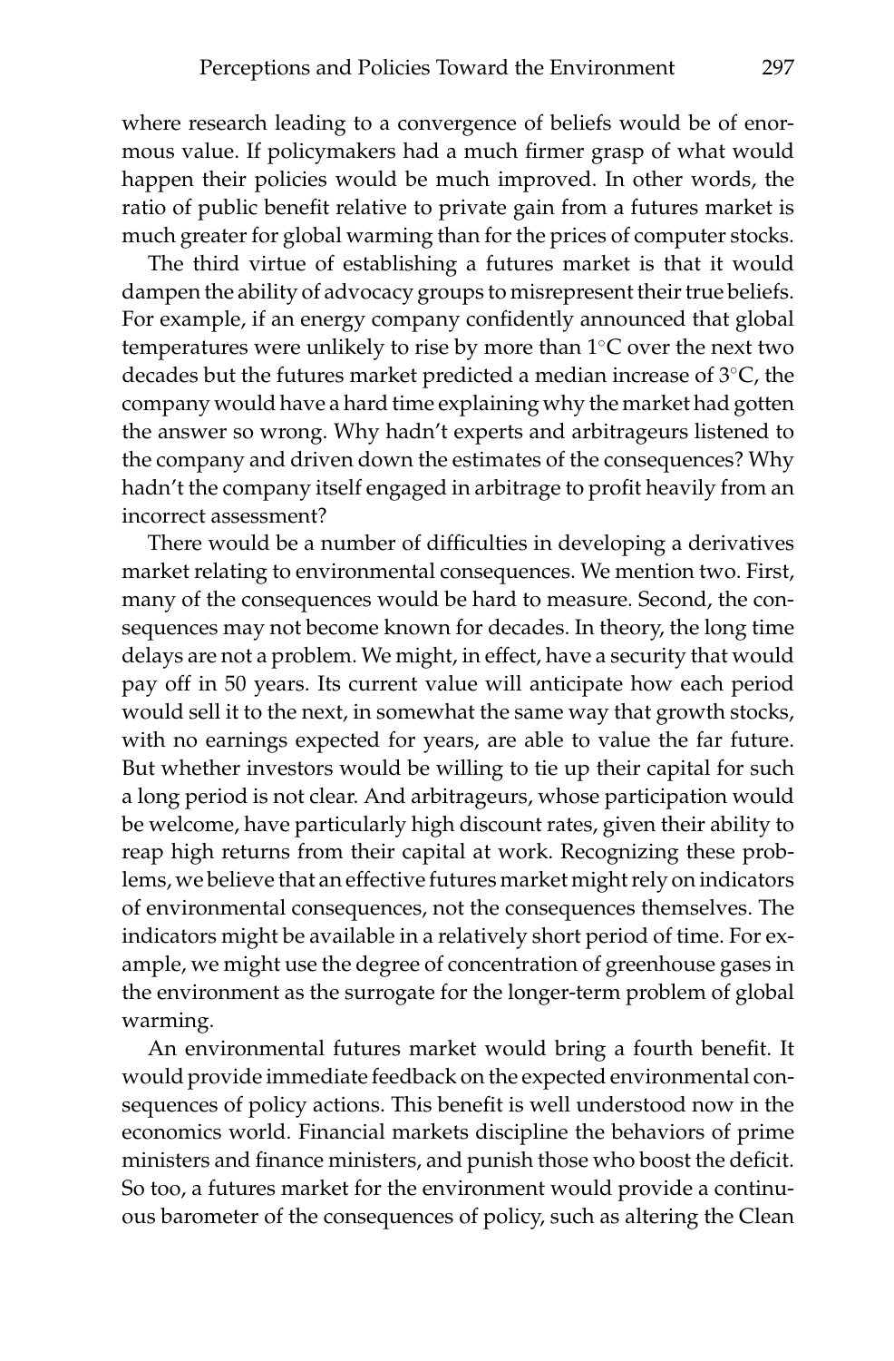where research leading to a convergence of beliefs would be of enormous value. If policymakers had a much firmer grasp of what would happen their policies would be much improved. In other words, the ratio of public benefit relative to private gain from a futures market is much greater for global warming than for the prices of computer stocks.

The third virtue of establishing a futures market is that it would dampen the ability of advocacy groups to misrepresent their true beliefs. For example, if an energy company confidently announced that global temperatures were unlikely to rise by more than 1°C over the next two decades but the futures market predicted a median increase of 3°C, the company would have a hard time explaining why the market had gotten the answer so wrong. Why hadn't experts and arbitrageurs listened to the company and driven down the estimates of the consequences? Why hadn't the company itself engaged in arbitrage to profit heavily from an incorrect assessment?

There would be a number of difficulties in developing a derivatives market relating to environmental consequences. We mention two. First, many of the consequences would be hard to measure. Second, the consequences may not become known for decades. In theory, the long time delays are not a problem. We might, in effect, have a security that would pay off in 50 years. Its current value will anticipate how each period would sell it to the next, in somewhat the same way that growth stocks, with no earnings expected for years, are able to value the far future. But whether investors would be willing to tie up their capital for such a long period is not clear. And arbitrageurs, whose participation would be welcome, have particularly high discount rates, given their ability to reap high returns from their capital at work. Recognizing these problems, we believe that an effective futures market might rely on indicators of environmental consequences, not the consequences themselves. The indicators might be available in a relatively short period of time. For example, we might use the degree of concentration of greenhouse gases in the environment as the surrogate for the longer-term problem of global warming.

An environmental futures market would bring a fourth benefit. It would provide immediate feedback on the expected environmental consequences of policy actions. This benefit is well understood now in the economics world. Financial markets discipline the behaviors of prime ministers and finance ministers, and punish those who boost the deficit. So too, a futures market for the environment would provide a continuous barometer of the consequences of policy, such as altering the Clean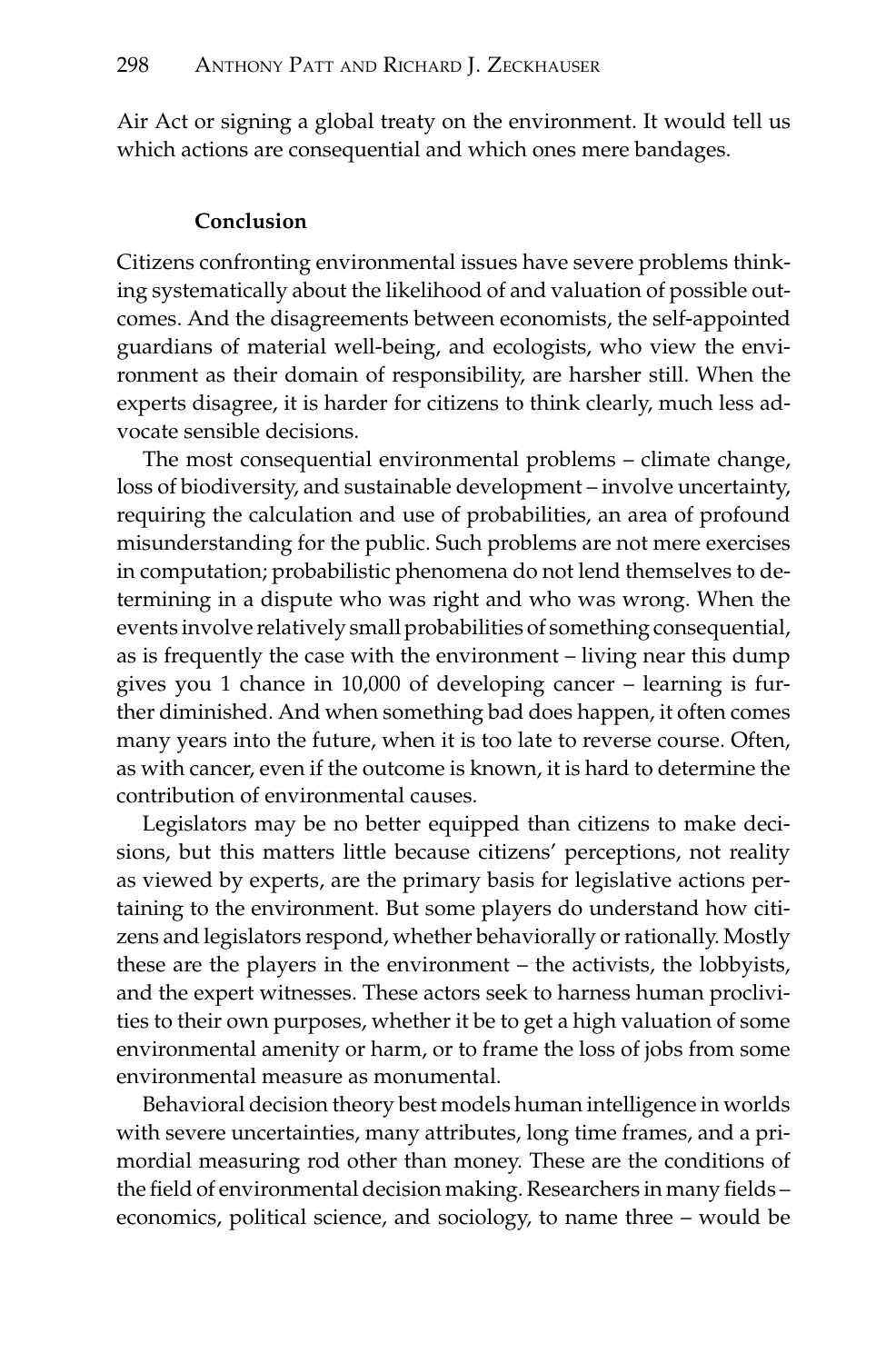Air Act or signing a global treaty on the environment. It would tell us which actions are consequential and which ones mere bandages.

## Conclusion

Citizens confronting environmental issues have severe problems thinking systematically about the likelihood of and valuation of possible outcomes. And the disagreements between economists, the self-appointed guardians of material well-being, and ecologists, who view the environment as their domain of responsibility, are harsher still. When the experts disagree, it is harder for citizens to think clearly, much less advocate sensible decisions.

The most consequential environmental problems – climate change, loss of biodiversity, and sustainable development – involve uncertainty, requiring the calculation and use of probabilities, an area of profound misunderstanding for the public. Such problems are not mere exercises in computation; probabilistic phenomena do not lend themselves to determining in a dispute who was right and who was wrong. When the events involve relatively small probabilities of something consequential, as is frequently the case with the environment – living near this dump gives you 1 chance in 10,000 of developing cancer – learning is further diminished. And when something bad does happen, it often comes many years into the future, when it is too late to reverse course. Often, as with cancer, even if the outcome is known, it is hard to determine the contribution of environmental causes.

Legislators may be no better equipped than citizens to make decisions, but this matters little because citizens' perceptions, not reality as viewed by experts, are the primary basis for legislative actions pertaining to the environment. But some players do understand how citizens and legislators respond, whether behaviorally or rationally. Mostly these are the players in the environment – the activists, the lobbyists, and the expert witnesses. These actors seek to harness human proclivities to their own purposes, whether it be to get a high valuation of some environmental amenity or harm, or to frame the loss of jobs from some environmental measure as monumental.

Behavioral decision theory best models human intelligence in worlds with severe uncertainties, many attributes, long time frames, and a primordial measuring rod other than money. These are the conditions of the field of environmental decision making. Researchers in many fields – economics, political science, and sociology, to name three – would be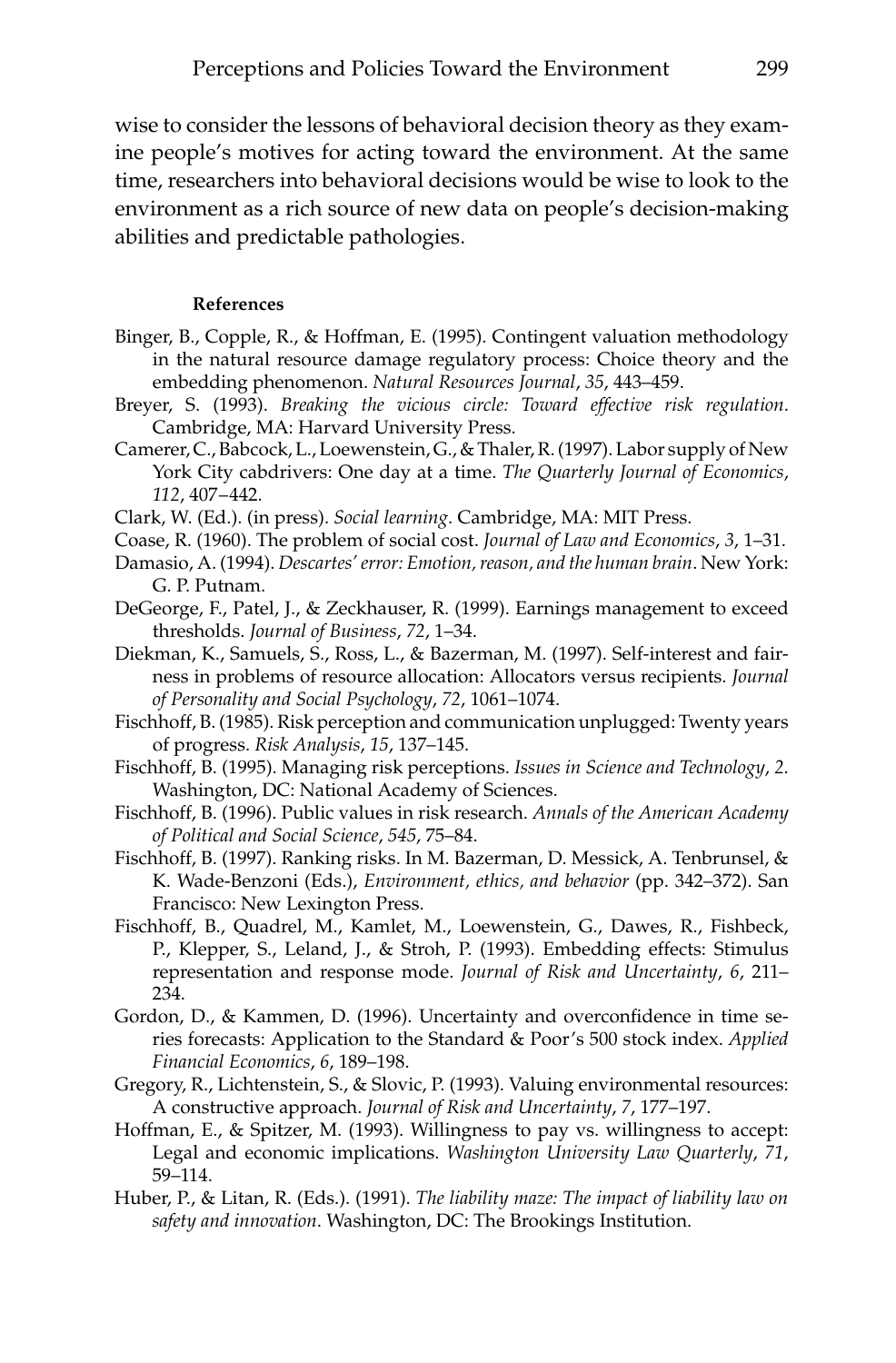wise to consider the lessons of behavioral decision theory as they examine people's motives for acting toward the environment. At the same time, researchers into behavioral decisions would be wise to look to the environment as a rich source of new data on people's decision-making abilities and predictable pathologies.

#### References

Binger, B., Copple, R., & Hoffman, E. (1995). Contingent valuation methodology in the natural resource damage regulatory process: Choice theory and the embedding phenomenon. *Natural Resources Journal*, *35*, 443–459.

Breyer, S. (1993). *Breaking the vicious circle: Toward effective risk regulation*. Cambridge, MA: Harvard University Press.

Camerer, C., Babcock, L., Loewenstein, G., & Thaler, R. (1997). Labor supply of New York City cabdrivers: One day at a time. *The Quarterly Journal of Economics*, *112*, 407–442.

Clark, W. (Ed.). (in press). *Social learning*. Cambridge, MA: MIT Press.

Coase, R. (1960). The problem of social cost. *Journal of Law and Economics*, *3*, 1–31.

Damasio, A. (1994). *Descartes' error: Emotion, reason, and the human brain*. New York: G. P. Putnam.

DeGeorge, F., Patel, J., & Zeckhauser, R. (1999). Earnings management to exceed thresholds. *Journal of Business*, *72*, 1–34.

Diekman, K., Samuels, S., Ross, L., & Bazerman, M. (1997). Self-interest and fairness in problems of resource allocation: Allocators versus recipients. *Journal of Personality and Social Psychology*, *72*, 1061–1074.

Fischhoff, B. (1985). Risk perception and communication unplugged: Twenty years of progress. *Risk Analysis*, *15*, 137–145.

Fischhoff, B. (1995). Managing risk perceptions. *Issues in Science and Technology*, *2*. Washington, DC: National Academy of Sciences.

Fischhoff, B. (1996). Public values in risk research. *Annals of the American Academy of Political and Social Science*, *545*, 75–84.

Fischhoff, B. (1997). Ranking risks. In M. Bazerman, D. Messick, A. Tenbrunsel, & K. Wade-Benzoni (Eds.), *Environment, ethics, and behavior* (pp. 342–372). San Francisco: New Lexington Press.

Fischhoff, B., Quadrel, M., Kamlet, M., Loewenstein, G., Dawes, R., Fishbeck, P., Klepper, S., Leland, J., & Stroh, P. (1993). Embedding effects: Stimulus representation and response mode. *Journal of Risk and Uncertainty*, *6*, 211–234.

Gordon, D., & Kammen, D. (1996). Uncertainty and overconfidence in time series forecasts: Application to the Standard & Poor's 500 stock index. *Applied Financial Economics*, *6*, 189–198.

Gregory, R., Lichtenstein, S., & Slovic, P. (1993). Valuing environmental resources: A constructive approach. *Journal of Risk and Uncertainty*, *7*, 177–197.

Hoffman, E., & Spitzer, M. (1993). Willingness to pay vs. willingness to accept: Legal and economic implications. *Washington University Law Quarterly*, *71*, 59–114.

Huber, P., & Litan, R. (Eds.). (1991). *The liability maze: The impact of liability law on safety and innovation*. Washington, DC: The Brookings Institution.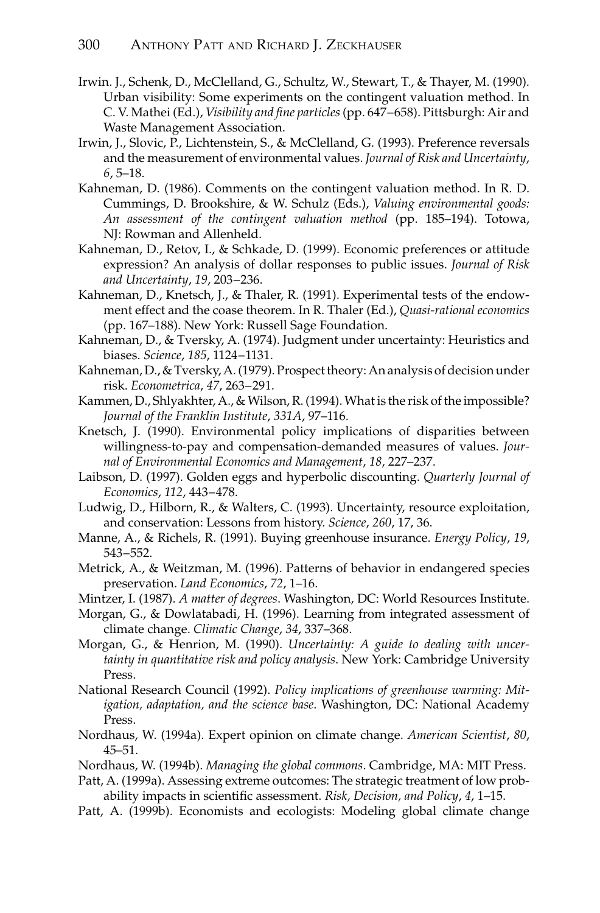Irwin. J., Schenk, D., McClelland, G., Schultz, W., Stewart, T., & Thayer, M. (1990). Urban visibility: Some experiments on the contingent valuation method. In C. V. Mathei (Ed.), *Visibility and fine particles* (pp. 647–658). Pittsburgh: Air and Waste Management Association.

Irwin, J., Slovic, P., Lichtenstein, S., & McClelland, G. (1993). Preference reversals and the measurement of environmental values. *Journal of Risk and Uncertainty*, *6*, 5–18.

Kahneman, D. (1986). Comments on the contingent valuation method. In R. D. Cummings, D. Brookshire, & W. Schulz (Eds.), *Valuing environmental goods: An assessment of the contingent valuation method* (pp. 185–194). Totowa, NJ: Rowman and Allenheld.

Kahneman, D., Retov, I., & Schkade, D. (1999). Economic preferences or attitude expression? An analysis of dollar responses to public issues. *Journal of Risk and Uncertainty*, *19*, 203–236.

Kahneman, D., Knetsch, J., & Thaler, R. (1991). Experimental tests of the endowment effect and the coase theorem. In R. Thaler (Ed.), *Quasi-rational economics* (pp. 167–188). New York: Russell Sage Foundation.

Kahneman, D., & Tversky, A. (1974). Judgment under uncertainty: Heuristics and biases. *Science*, *185*, 1124–1131.

Kahneman, D., & Tversky, A. (1979). Prospect theory: An analysis of decision under risk. *Econometrica*, *47*, 263–291.

Kammen, D., Shlyakhter, A., & Wilson, R. (1994). What is the risk of the impossible? *Journal of the Franklin Institute*, *331A*, 97–116.

Knetsch, J. (1990). Environmental policy implications of disparities between willingness-to-pay and compensation-demanded measures of values. *Journal of Environmental Economics and Management*, *18*, 227–237.

Laibson, D. (1997). Golden eggs and hyperbolic discounting. *Quarterly Journal of Economics*, *112*, 443–478.

Ludwig, D., Hilborn, R., & Walters, C. (1993). Uncertainty, resource exploitation, and conservation: Lessons from history. *Science*, *260*, 17, 36.

Manne, A., & Richels, R. (1991). Buying greenhouse insurance. *Energy Policy*, *19*, 543–552.

Metrick, A., & Weitzman, M. (1996). Patterns of behavior in endangered species preservation. *Land Economics*, *72*, 1–16.

Mintzer, I. (1987). *A matter of degrees*. Washington, DC: World Resources Institute.

Morgan, G., & Dowlatabadi, H. (1996). Learning from integrated assessment of climate change. *Climatic Change*, *34*, 337–368.

Morgan, G., & Henrion, M. (1990). *Uncertainty: A guide to dealing with uncertainty in quantitative risk and policy analysis*. New York: Cambridge University Press.

National Research Council (1992). *Policy implications of greenhouse warming: Mitigation, adaptation, and the science base*. Washington, DC: National Academy Press.

Nordhaus, W. (1994a). Expert opinion on climate change. *American Scientist*, *80*, 45–51.

Nordhaus, W. (1994b). *Managing the global commons*. Cambridge, MA: MIT Press.

Patt, A. (1999a). Assessing extreme outcomes: The strategic treatment of low probability impacts in scientific assessment. *Risk, Decision, and Policy*, *4*, 1–15.

Patt, A. (1999b). Economists and ecologists: Modeling global climate change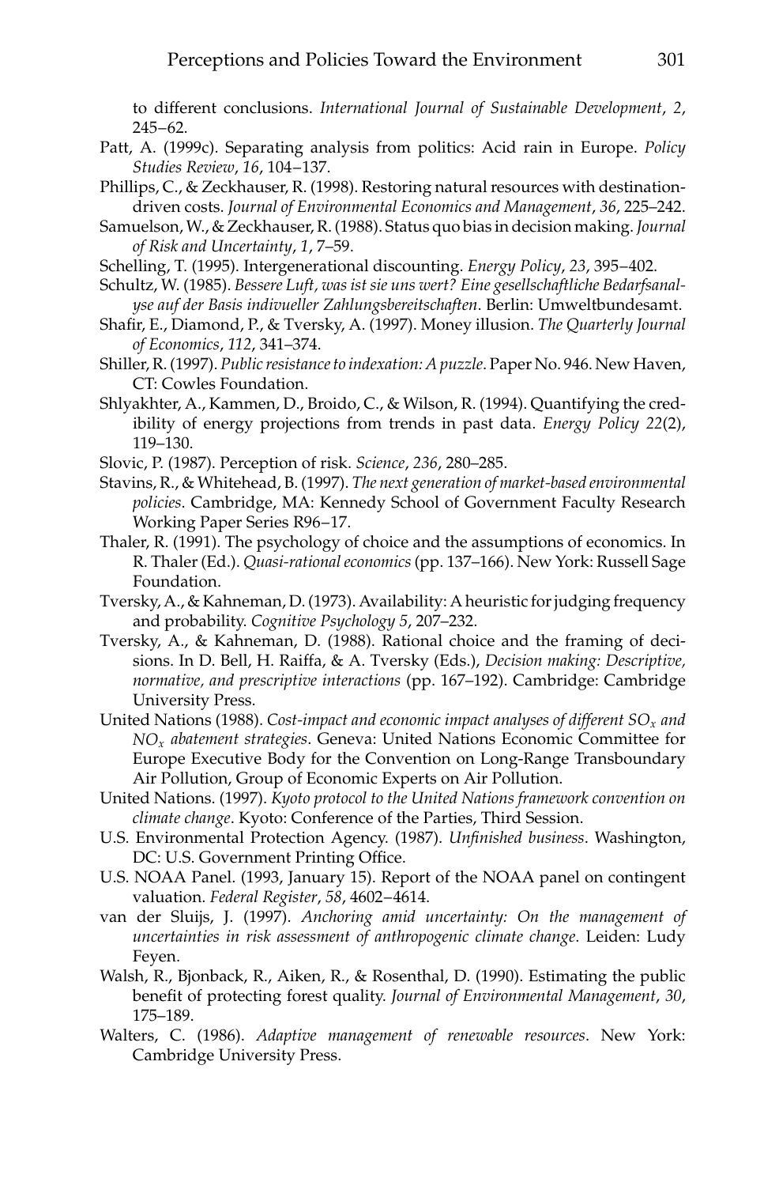to different conclusions. *International Journal of Sustainable Development*, *2*, 245–62.

Patt, A. (1999c). Separating analysis from politics: Acid rain in Europe. *Policy Studies Review*, *16*, 104–137.

Phillips, C., & Zeckhauser, R. (1998). Restoring natural resources with destination-driven costs. *Journal of Environmental Economics and Management*, *36*, 225–242.

Samuelson, W., & Zeckhauser, R. (1988). Status quo bias in decision making. *Journal of Risk and Uncertainty*, *1*, 7–59.

Schelling, T. (1995). Intergenerational discounting. *Energy Policy*, *23*, 395–402.

Schultz, W. (1985). *Bessere Luft, was ist sie uns wert? Eine gesellschaftliche Bedarfsanalyse auf der Basis indivueller Zahlungsbereitschaften*. Berlin: Umweltbundesamt.

Shafir, E., Diamond, P., & Tversky, A. (1997). Money illusion. *The Quarterly Journal of Economics*, *112*, 341–374.

Shiller, R. (1997). *Public resistance to indexation: A puzzle*. Paper No. 946. New Haven, CT: Cowles Foundation.

Shlyakhter, A., Kammen, D., Broido, C., & Wilson, R. (1994). Quantifying the credibility of energy projections from trends in past data. *Energy Policy 22*(2), 119–130.

Slovic, P. (1987). Perception of risk. *Science*, *236*, 280–285.

Stavins, R., & Whitehead, B. (1997). *The next generation of market-based environmental policies*. Cambridge, MA: Kennedy School of Government Faculty Research Working Paper Series R96–17.

Thaler, R. (1991). The psychology of choice and the assumptions of economics. In R. Thaler (Ed.). *Quasi-rational economics* (pp. 137–166). New York: Russell Sage Foundation.

Tversky, A., & Kahneman, D. (1973). Availability: A heuristic for judging frequency and probability. *Cognitive Psychology 5*, 207–232.

Tversky, A., & Kahneman, D. (1988). Rational choice and the framing of decisions. In D. Bell, H. Raiffa, & A. Tversky (Eds.), *Decision making: Descriptive, normative, and prescriptive interactions* (pp. 167–192). Cambridge: Cambridge University Press.

United Nations (1988). *Cost-impact and economic impact analyses of different $SO_x$ and $NO_x$ abatement strategies*. Geneva: United Nations Economic Committee for Europe Executive Body for the Convention on Long-Range Transboundary Air Pollution, Group of Economic Experts on Air Pollution.

United Nations. (1997). *Kyoto protocol to the United Nations framework convention on climate change*. Kyoto: Conference of the Parties, Third Session.

U.S. Environmental Protection Agency. (1987). *Unfinished business*. Washington, DC: U.S. Government Printing Office.

U.S. NOAA Panel. (1993, January 15). Report of the NOAA panel on contingent valuation. *Federal Register*, *58*, 4602–4614.

van der Sluijs, J. (1997). *Anchoring amid uncertainty: On the management of uncertainties in risk assessment of anthropogenic climate change*. Leiden: Ludy Feyen.

Walsh, R., Bjonback, R., Aiken, R., & Rosenthal, D. (1990). Estimating the public benefit of protecting forest quality. *Journal of Environmental Management*, *30*, 175–189.

Walters, C. (1986). *Adaptive management of renewable resources*. New York: Cambridge University Press.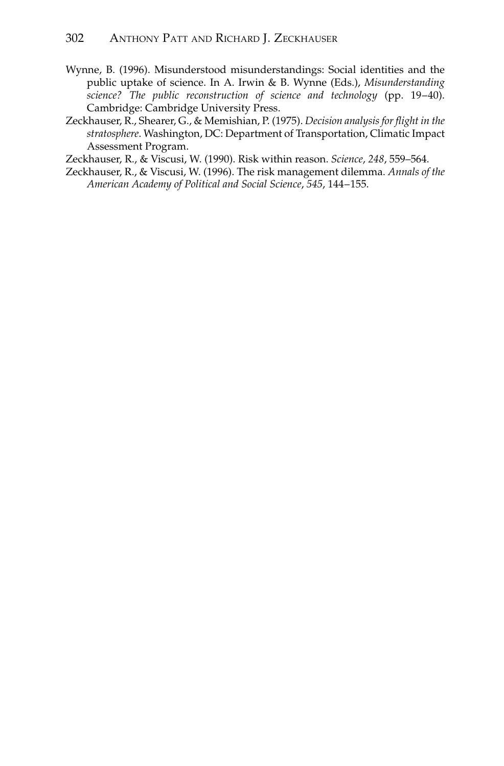Wynne, B. (1996). Misunderstood misunderstandings: Social identities and the public uptake of science. In A. Irwin & B. Wynne (Eds.), *Misunderstanding science? The public reconstruction of science and technology* (pp. 19–40). Cambridge: Cambridge University Press.

Zeckhauser, R., Shearer, G., & Memishian, P. (1975). *Decision analysis for flight in the stratosphere*. Washington, DC: Department of Transportation, Climatic Impact Assessment Program.

Zeckhauser, R., & Viscusi, W. (1990). Risk within reason. *Science*, *248*, 559–564.

Zeckhauser, R., & Viscusi, W. (1996). The risk management dilemma. *Annals of the American Academy of Political and Social Science*, *545*, 144–155.